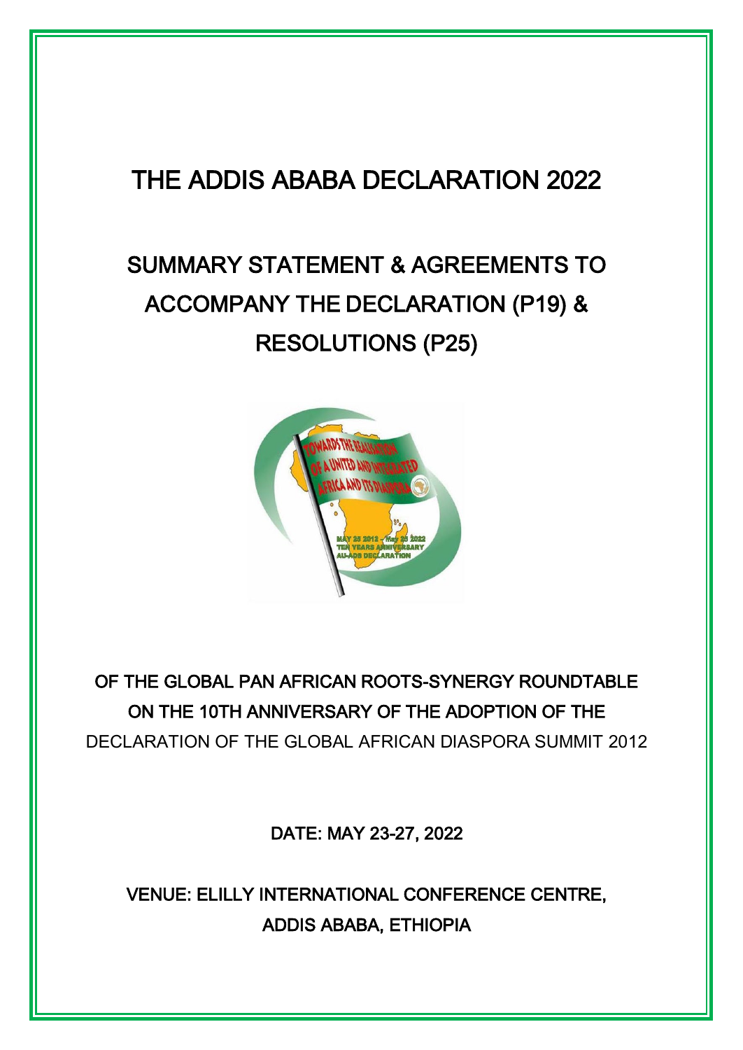# THE ADDIS ABABA DECLARATION 2022

## SUMMARY STATEMENT & AGREEMENTS TO ACCOMPANY THE DECLARATION (P19) & RESOLUTIONS (P25)

OF THE GLOBAL PAN AFRICAN ROOTS-SYNERGY ROUNDTABLE ON THE 10TH ANNIVERSARY OF THE ADOPTION OF THE DECLARATION OF THE GLOBAL AFRICAN DIASPORA SUMMIT 2012

DATE: MAY 23-27, 2022

VENUE: ELILLY INTERNATIONAL CONFERENCE CENTRE, ADDIS ABABA, ETHIOPIA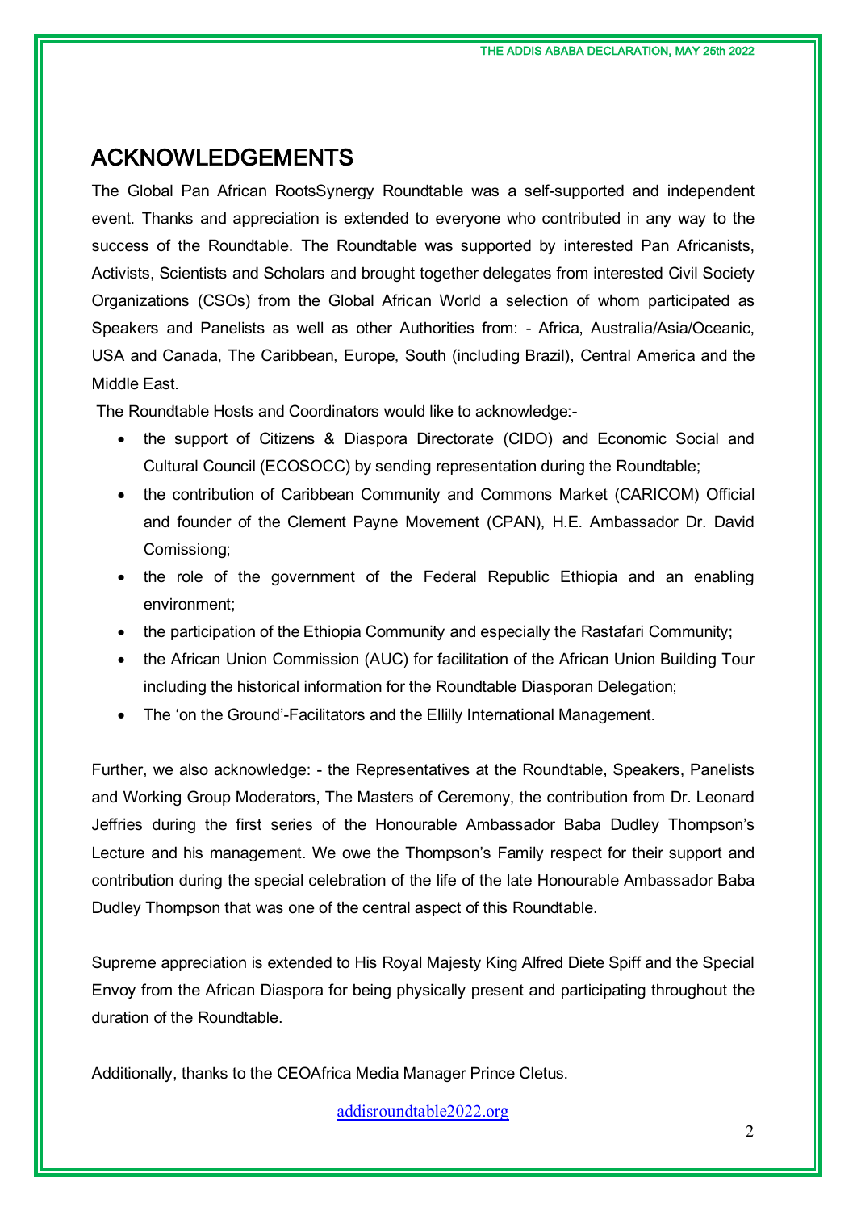# ACKNOWLEDGEMENTS

The Global Pan African RootsSynergy Roundtable was a self-supported and independent event. Thanks and appreciation is extended to everyone who contributed in any way to the success of the Roundtable. The Roundtable was supported by interested Pan Africanists, Activists, Scientists and Scholars and brought together delegates from interested Civil Society Organizations (CSOs) from the Global African World a selection of whom participated as Speakers and Panelists as well as other Authorities from: - Africa, Australia/Asia/Oceanic, USA and Canada, The Caribbean, Europe, South (including Brazil), Central America and the Middle East.

The Roundtable Hosts and Coordinators would like to acknowledge:-

- the support of Citizens & Diaspora Directorate (CIDO) and Economic Social and Cultural Council (ECOSOCC) by sending representation during the Roundtable;
- the contribution of Caribbean Community and Commons Market (CARICOM) Official and founder of the Clement Payne Movement (CPAN), H.E. Ambassador Dr. David Comissiong;
- the role of the government of the Federal Republic Ethiopia and an enabling environment;
- the participation of the Ethiopia Community and especially the Rastafari Community;
- the African Union Commission (AUC) for facilitation of the African Union Building Tour including the historical information for the Roundtable Diasporan Delegation;
- The 'on the Ground'-Facilitators and the Ellilly International Management.

Further, we also acknowledge: - the Representatives at the Roundtable, Speakers, Panelists and Working Group Moderators, The Masters of Ceremony, the contribution from Dr. Leonard Jeffries during the first series of the Honourable Ambassador Baba Dudley Thompson's Lecture and his management. We owe the Thompson's Family respect for their support and contribution during the special celebration of the life of the late Honourable Ambassador Baba Dudley Thompson that was one of the central aspect of this Roundtable.

Supreme appreciation is extended to His Royal Majesty King Alfred Diete Spiff and the Special Envoy from the African Diaspora for being physically present and participating throughout the duration of the Roundtable.

Additionally, thanks to the CEOAfrica Media Manager Prince Cletus.

addisroundtable2022.org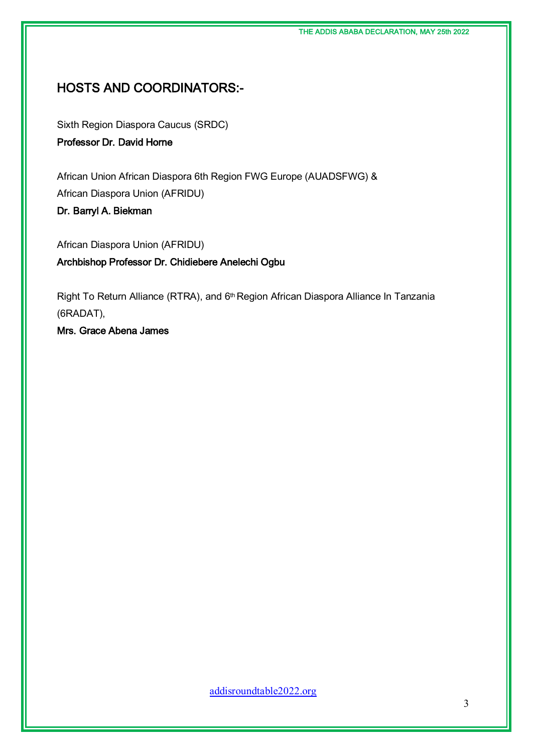## HOSTS AND COORDINATORS:-

Sixth Region Diaspora Caucus (SRDC)
**Professor Dr. David Horne**

African Union African Diaspora 6th Region FWG Europe (AUADSFWG) &
African Diaspora Union (AFRIDU)
**Dr. Barryl A. Biekman**

African Diaspora Union (AFRIDU)
**Archbishop Professor Dr. Chidiebere Anelechi Ogbu**

Right To Return Alliance (RTRA), and 6th Region African Diaspora Alliance In Tanzania (6RADAT),
**Mrs. Grace Abena James**

addisroundtable2022.org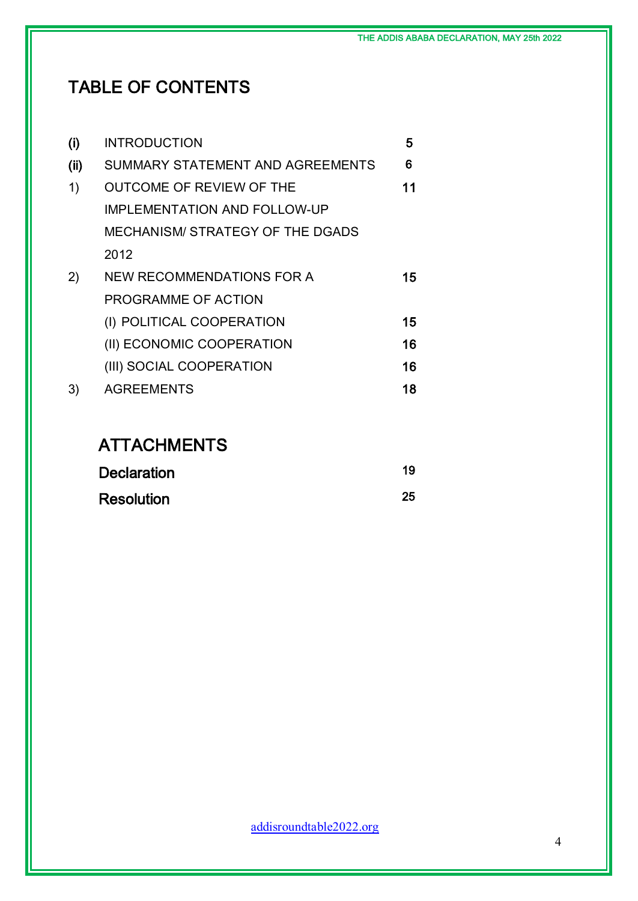# TABLE OF CONTENTS

| | | |
|---|---|---|
| (i) | INTRODUCTION | 5 |
| (ii) | SUMMARY STATEMENT AND AGREEMENTS | 6 |
| 1) | OUTCOME OF REVIEW OF THE IMPLEMENTATION AND FOLLOW-UP MECHANISM/ STRATEGY OF THE DGADS 2012 | 11 |
| 2) | NEW RECOMMENDATIONS FOR A PROGRAMME OF ACTION | 15 |
| | (I) POLITICAL COOPERATION | 15 |
| | (II) ECONOMIC COOPERATION | 16 |
| | (III) SOCIAL COOPERATION | 16 |
| 3) | AGREEMENTS | 18 |

## ATTACHMENTS

| | |
|---|---|
| **Declaration** | 19 |
| **Resolution** | 25 |

addisroundtable2022.org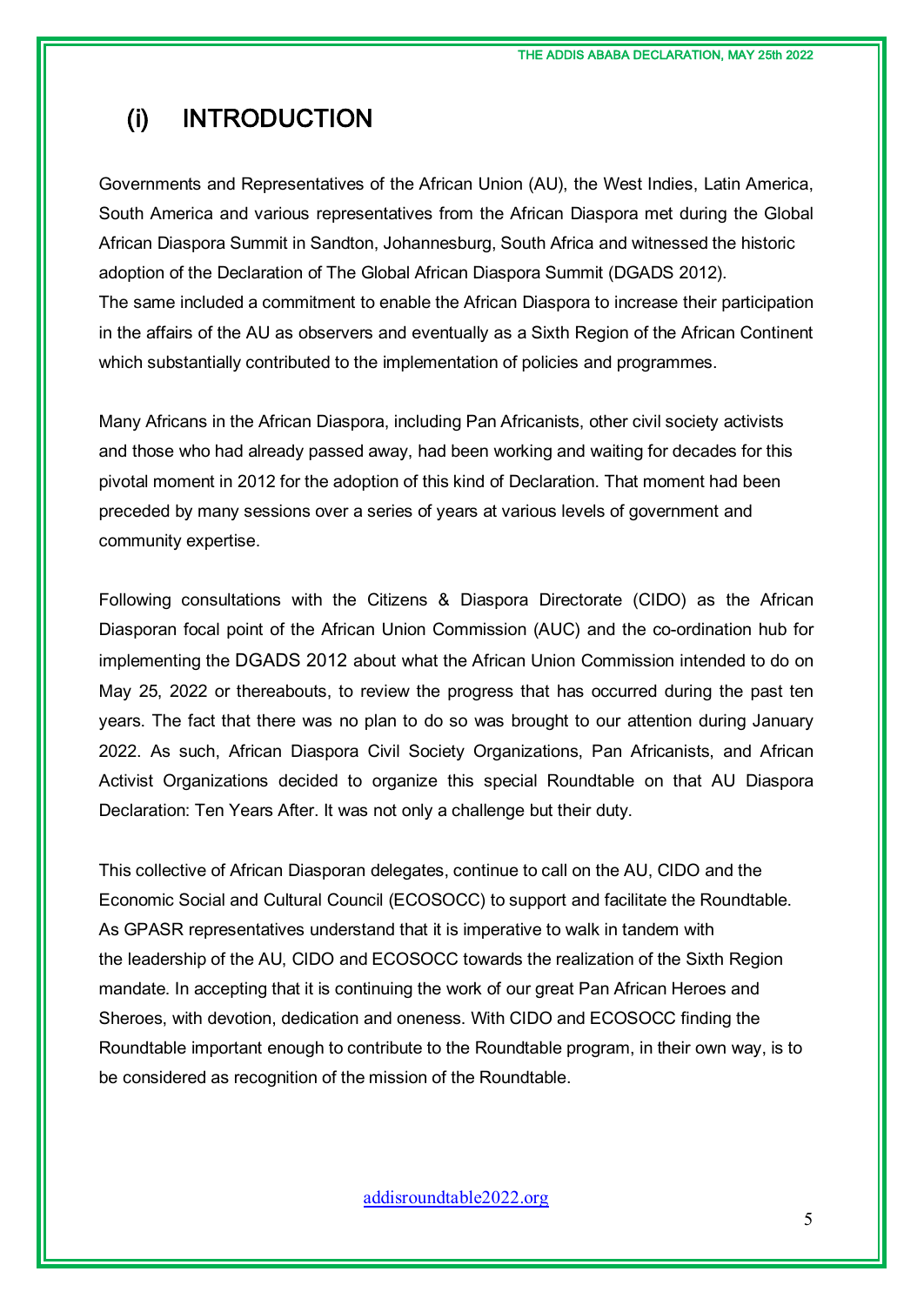# (i) INTRODUCTION

Governments and Representatives of the African Union (AU), the West Indies, Latin America, South America and various representatives from the African Diaspora met during the Global African Diaspora Summit in Sandton, Johannesburg, South Africa and witnessed the historic adoption of the Declaration of The Global African Diaspora Summit (DGADS 2012).
The same included a commitment to enable the African Diaspora to increase their participation in the affairs of the AU as observers and eventually as a Sixth Region of the African Continent which substantially contributed to the implementation of policies and programmes.

Many Africans in the African Diaspora, including Pan Africanists, other civil society activists and those who had already passed away, had been working and waiting for decades for this pivotal moment in 2012 for the adoption of this kind of Declaration. That moment had been preceded by many sessions over a series of years at various levels of government and community expertise.

Following consultations with the Citizens & Diaspora Directorate (CIDO) as the African Diasporan focal point of the African Union Commission (AUC) and the co-ordination hub for implementing the DGADS 2012 about what the African Union Commission intended to do on May 25, 2022 or thereabouts, to review the progress that has occurred during the past ten years. The fact that there was no plan to do so was brought to our attention during January 2022. As such, African Diaspora Civil Society Organizations, Pan Africanists, and African Activist Organizations decided to organize this special Roundtable on that AU Diaspora Declaration: Ten Years After. It was not only a challenge but their duty.

This collective of African Diasporan delegates, continue to call on the AU, CIDO and the Economic Social and Cultural Council (ECOSOCC) to support and facilitate the Roundtable. As GPASR representatives understand that it is imperative to walk in tandem with the leadership of the AU, CIDO and ECOSOCC towards the realization of the Sixth Region mandate. In accepting that it is continuing the work of our great Pan African Heroes and Sheroes, with devotion, dedication and oneness. With CIDO and ECOSOCC finding the Roundtable important enough to contribute to the Roundtable program, in their own way, is to be considered as recognition of the mission of the Roundtable.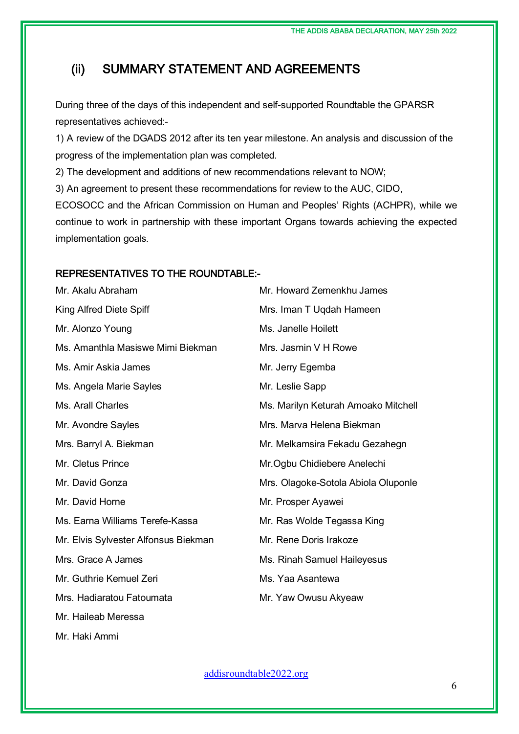## (ii) SUMMARY STATEMENT AND AGREEMENTS

During three of the days of this independent and self-supported Roundtable the GPARSR representatives achieved:-

1) A review of the DGADS 2012 after its ten year milestone. An analysis and discussion of the progress of the implementation plan was completed.

2) The development and additions of new recommendations relevant to NOW;

3) An agreement to present these recommendations for review to the AUC, CIDO, ECOSOCC and the African Commission on Human and Peoples' Rights (ACHPR), while we continue to work in partnership with these important Organs towards achieving the expected implementation goals.

### REPRESENTATIVES TO THE ROUNDTABLE:-

Mr. Akalu Abraham
King Alfred Diete Spiff
Mr. Alonzo Young
Ms. Amanthla Masiswe Mimi Biekman
Ms. Amir Askia James
Ms. Angela Marie Sayles
Ms. Arall Charles
Mr. Avondre Sayles
Mrs. Barryl A. Biekman
Mr. Cletus Prince
Mr. David Gonza
Mr. David Horne
Ms. Earna Williams Terefe-Kassa
Mr. Elvis Sylvester Alfonsus Biekman
Mrs. Grace A James
Mr. Guthrie Kemuel Zeri
Mrs. Hadiaratou Fatoumata
Mr. Haileab Meressa
Mr. Haki Ammi
Mr. Howard Zemenkhu James
Mrs. Iman T Uqdah Hameen
Ms. Janelle Hoilett
Mrs. Jasmin V H Rowe
Mr. Jerry Egemba
Mr. Leslie Sapp
Ms. Marilyn Keturah Amoako Mitchell
Mrs. Marva Helena Biekman
Mr. Melkamsira Fekadu Gezahegn
Mr.Ogbu Chidiebere Anelechi
Mrs. Olagoke-Sotola Abiola Oluponle
Mr. Prosper Ayawei
Mr. Ras Wolde Tegassa King
Mr. Rene Doris Irakoze
Ms. Rinah Samuel Haileyesus
Ms. Yaa Asantewa
Mr. Yaw Owusu Akyeaw

addisroundtable2022.org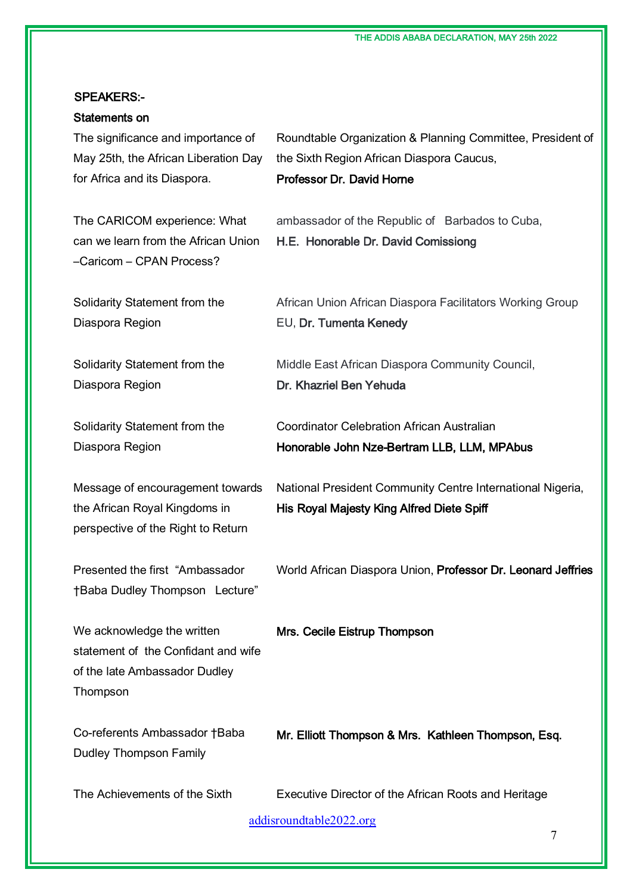SPEAKERS:-

Statements on

| | |
|---|---|
| The significance and importance of May 25th, the African Liberation Day for Africa and its Diaspora. | Roundtable Organization & Planning Committee, President of the Sixth Region African Diaspora Caucus, **Professor Dr. David Horne** |
| The CARICOM experience: What can we learn from the African Union –Caricom – CPAN Process? | ambassador of the Republic of Barbados to Cuba, **H.E. Honorable Dr. David Comissiong** |
| Solidarity Statement from the Diaspora Region | African Union African Diaspora Facilitators Working Group EU, **Dr. Tumenta Kenedy** |
| Solidarity Statement from the Diaspora Region | Middle East African Diaspora Community Council, **Dr. Khazriel Ben Yehuda** |
| Solidarity Statement from the Diaspora Region | Coordinator Celebration African Australian **Honorable John Nze-Bertram LLB, LLM, MPAbus** |
| Message of encouragement towards the African Royal Kingdoms in perspective of the Right to Return | National President Community Centre International Nigeria, **His Royal Majesty King Alfred Diete Spiff** |
| Presented the first "Ambassador †Baba Dudley Thompson Lecture" | World African Diaspora Union, **Professor Dr. Leonard Jeffries** |
| We acknowledge the written statement of the Confidant and wife of the late Ambassador Dudley Thompson | **Mrs. Cecile Eistrup Thompson** |
| Co-referents Ambassador †Baba Dudley Thompson Family | **Mr. Elliott Thompson & Mrs. Kathleen Thompson, Esq.** |
| The Achievements of the Sixth | Executive Director of the African Roots and Heritage |

addisroundtable2022.org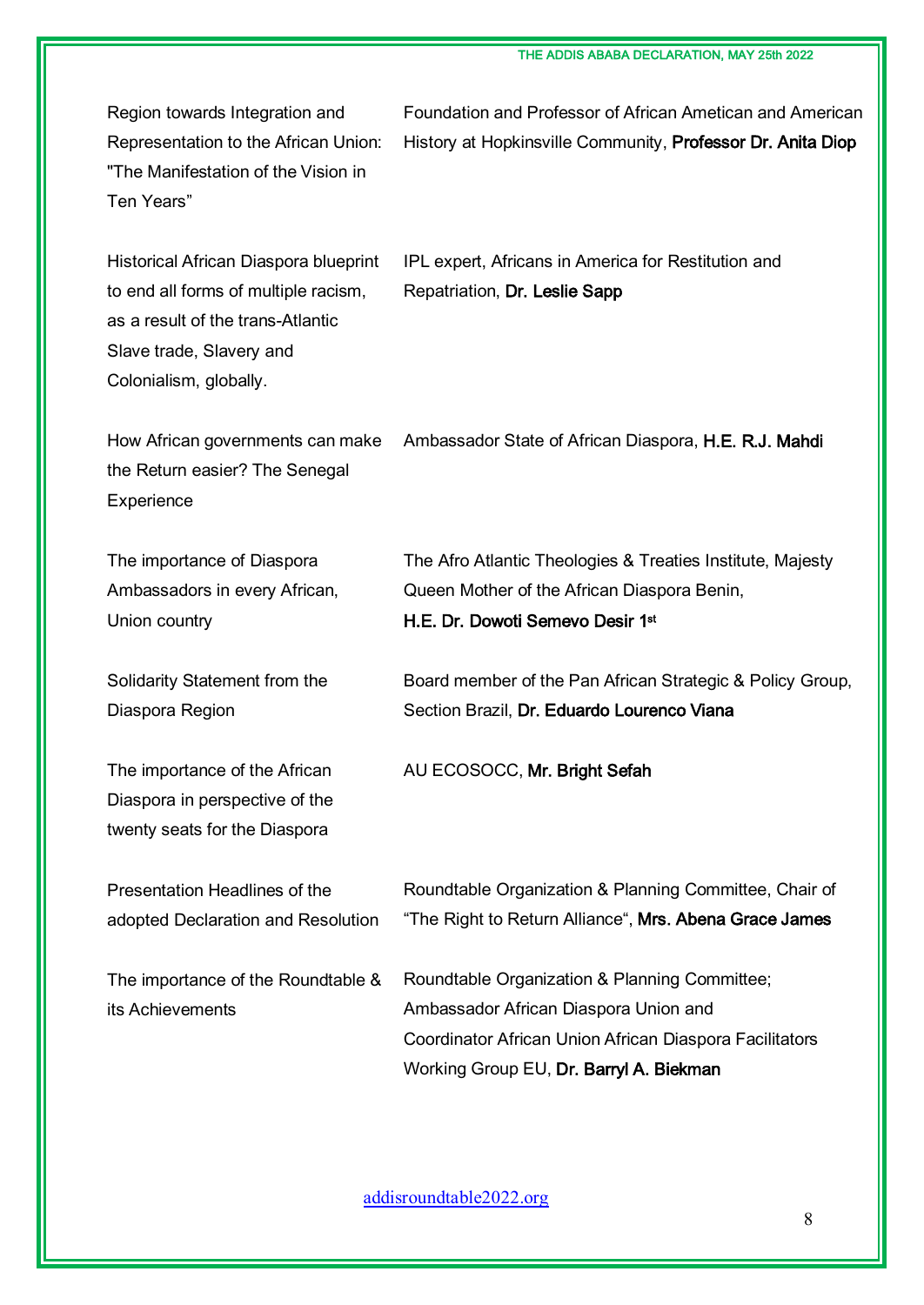| | |
|---|---|
| Region towards Integration and Representation to the African Union: "The Manifestation of the Vision in Ten Years" | Foundation and Professor of African Ametican and American History at Hopkinsville Community, **Professor Dr. Anita Diop** |
| Historical African Diaspora blueprint to end all forms of multiple racism, as a result of the trans-Atlantic Slave trade, Slavery and Colonialism, globally. | IPL expert, Africans in America for Restitution and Repatriation, **Dr. Leslie Sapp** |
| How African governments can make the Return easier? The Senegal Experience | Ambassador State of African Diaspora, **H.E. R.J. Mahdi** |
| The importance of Diaspora Ambassadors in every African, Union country | The Afro Atlantic Theologies & Treaties Institute, Majesty Queen Mother of the African Diaspora Benin, **H.E. Dr. Dowoti Semevo Desir 1st** |
| Solidarity Statement from the Diaspora Region | Board member of the Pan African Strategic & Policy Group, Section Brazil, **Dr. Eduardo Lourenco Viana** |
| The importance of the African Diaspora in perspective of the twenty seats for the Diaspora | AU ECOSOCC, **Mr. Bright Sefah** |
| Presentation Headlines of the adopted Declaration and Resolution | Roundtable Organization & Planning Committee, Chair of "The Right to Return Alliance", **Mrs. Abena Grace James** |
| The importance of the Roundtable & its Achievements | Roundtable Organization & Planning Committee; Ambassador African Diaspora Union and Coordinator African Union African Diaspora Facilitators Working Group EU, **Dr. Barryl A. Biekman** |

addisroundtable2022.org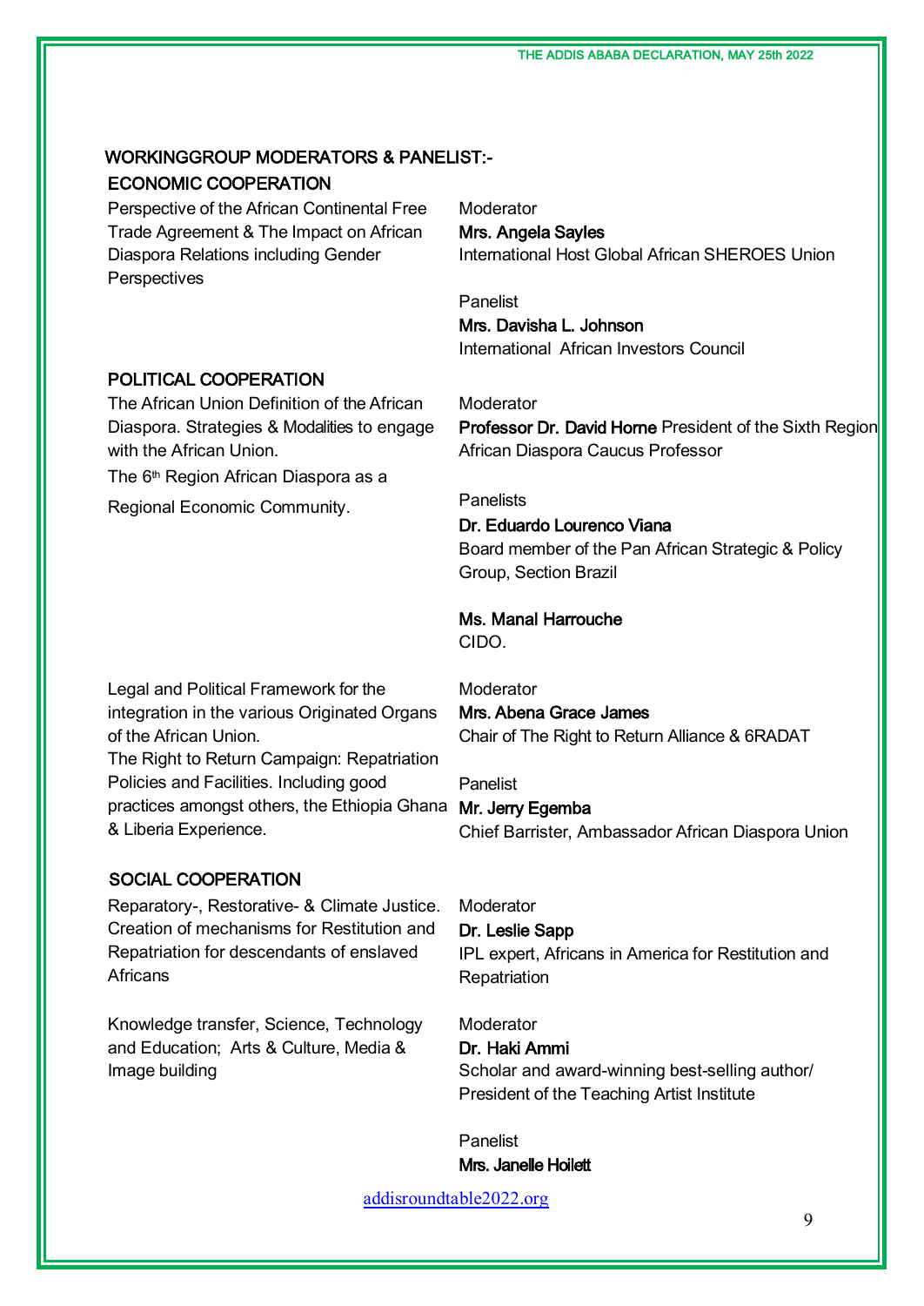## WORKINGGROUP MODERATORS & PANELIST:-

### ECONOMIC COOPERATION

Perspective of the African Continental Free Trade Agreement & The Impact on African Diaspora Relations including Gender Perspectives

Moderator
**Mrs. Angela Sayles**
International Host Global African SHEROES Union

Panelist
**Mrs. Davisha L. Johnson**
International African Investors Council

### POLITICAL COOPERATION

The African Union Definition of the African Diaspora. Strategies & Modalities to engage with the African Union.
The 6th Region African Diaspora as a Regional Economic Community.

Moderator
**Professor Dr. David Horne** President of the Sixth Region African Diaspora Caucus Professor

Panelists
**Dr. Eduardo Lourenco Viana**
Board member of the Pan African Strategic & Policy Group, Section Brazil

**Ms. Manal Harrouche**
CIDO.

Legal and Political Framework for the integration in the various Originated Organs of the African Union.
The Right to Return Campaign: Repatriation Policies and Facilities. Including good practices amongst others, the Ethiopia Ghana & Liberia Experience.

Moderator
**Mrs. Abena Grace James**
Chair of The Right to Return Alliance & 6RADAT

Panelist
**Mr. Jerry Egemba**
Chief Barrister, Ambassador African Diaspora Union

### SOCIAL COOPERATION

Reparatory-, Restorative- & Climate Justice. Creation of mechanisms for Restitution and Repatriation for descendants of enslaved Africans

Moderator
**Dr. Leslie Sapp**
IPL expert, Africans in America for Restitution and Repatriation

Knowledge transfer, Science, Technology and Education; Arts & Culture, Media & Image building

Moderator
**Dr. Haki Ammi**
Scholar and award-winning best-selling author/ President of the Teaching Artist Institute

Panelist
**Mrs. Janelle Hoilett**

addisroundtable2022.org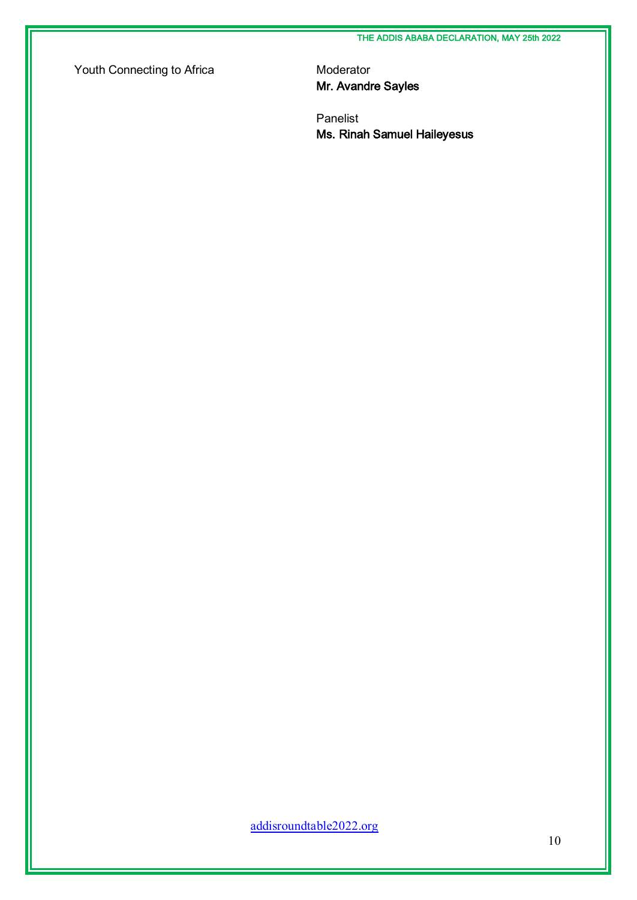Youth Connecting to Africa

Moderator
**Mr. Avandre Sayles**

Panelist
**Ms. Rinah Samuel Haileyesus**

[addisroundtable2022.org](addisroundtable2022.org)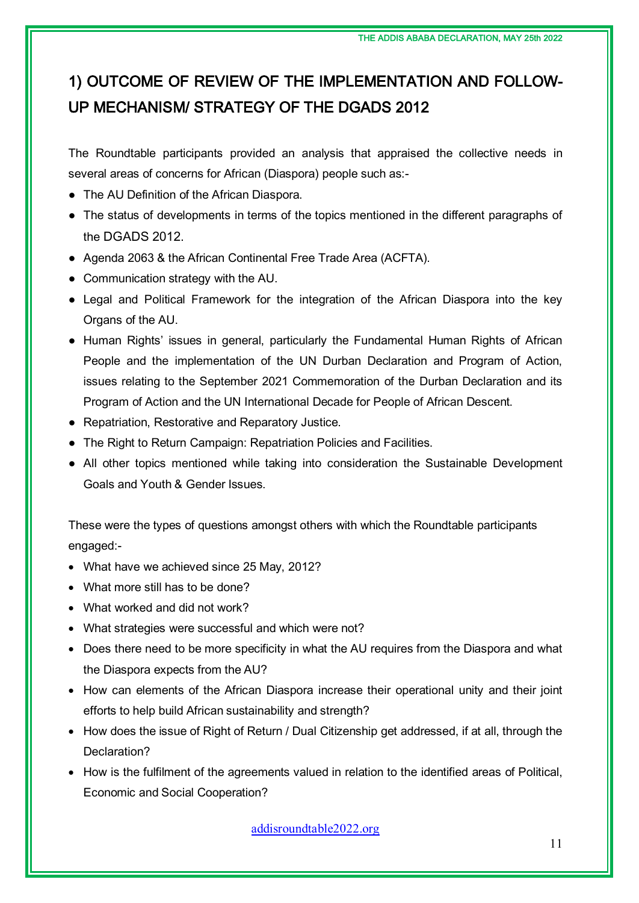# 1) OUTCOME OF REVIEW OF THE IMPLEMENTATION AND FOLLOW-UP MECHANISM/ STRATEGY OF THE DGADS 2012

The Roundtable participants provided an analysis that appraised the collective needs in several areas of concerns for African (Diaspora) people such as:-

- The AU Definition of the African Diaspora.
- The status of developments in terms of the topics mentioned in the different paragraphs of the DGADS 2012.
- Agenda 2063 & the African Continental Free Trade Area (ACFTA).
- Communication strategy with the AU.
- Legal and Political Framework for the integration of the African Diaspora into the key Organs of the AU.
- Human Rights' issues in general, particularly the Fundamental Human Rights of African People and the implementation of the UN Durban Declaration and Program of Action, issues relating to the September 2021 Commemoration of the Durban Declaration and its Program of Action and the UN International Decade for People of African Descent.
- Repatriation, Restorative and Reparatory Justice.
- The Right to Return Campaign: Repatriation Policies and Facilities.
- All other topics mentioned while taking into consideration the Sustainable Development Goals and Youth & Gender Issues.

These were the types of questions amongst others with which the Roundtable participants engaged:-

- What have we achieved since 25 May, 2012?
- What more still has to be done?
- What worked and did not work?
- What strategies were successful and which were not?
- Does there need to be more specificity in what the AU requires from the Diaspora and what the Diaspora expects from the AU?
- How can elements of the African Diaspora increase their operational unity and their joint efforts to help build African sustainability and strength?
- How does the issue of Right of Return / Dual Citizenship get addressed, if at all, through the Declaration?
- How is the fulfilment of the agreements valued in relation to the identified areas of Political, Economic and Social Cooperation?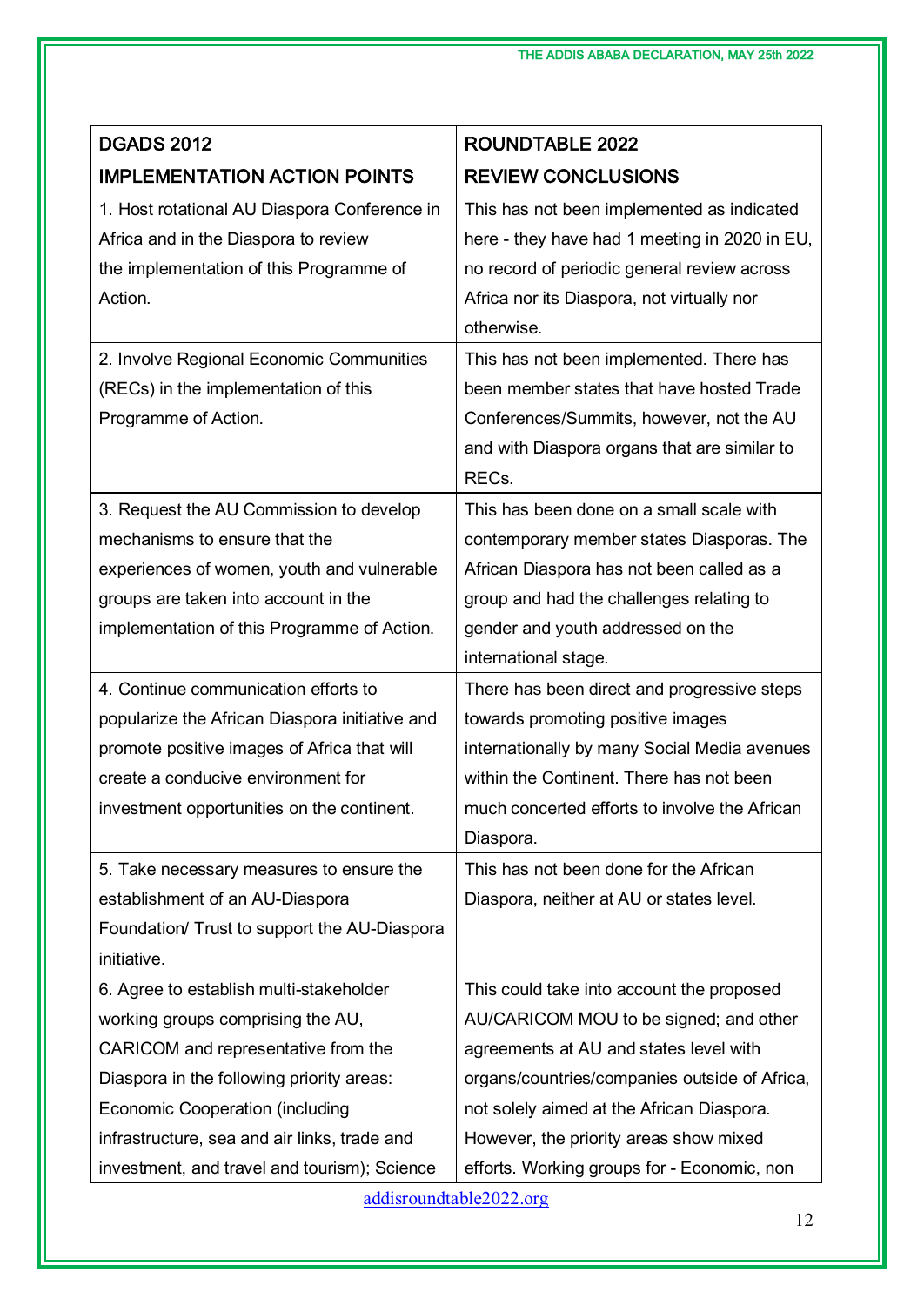| DGADS 2012<br>IMPLEMENTATION ACTION POINTS | ROUNDTABLE 2022<br>REVIEW CONCLUSIONS |
| --- | --- |
| 1. Host rotational AU Diaspora Conference in Africa and in the Diaspora to review the implementation of this Programme of Action. | This has not been implemented as indicated here - they have had 1 meeting in 2020 in EU, no record of periodic general review across Africa nor its Diaspora, not virtually nor otherwise. |
| 2. Involve Regional Economic Communities (RECs) in the implementation of this Programme of Action. | This has not been implemented. There has been member states that have hosted Trade Conferences/Summits, however, not the AU and with Diaspora organs that are similar to RECs. |
| 3. Request the AU Commission to develop mechanisms to ensure that the experiences of women, youth and vulnerable groups are taken into account in the implementation of this Programme of Action. | This has been done on a small scale with contemporary member states Diasporas. The African Diaspora has not been called as a group and had the challenges relating to gender and youth addressed on the international stage. |
| 4. Continue communication efforts to popularize the African Diaspora initiative and promote positive images of Africa that will create a conducive environment for investment opportunities on the continent. | There has been direct and progressive steps towards promoting positive images internationally by many Social Media avenues within the Continent. There has not been much concerted efforts to involve the African Diaspora. |
| 5. Take necessary measures to ensure the establishment of an AU-Diaspora Foundation/ Trust to support the AU-Diaspora initiative. | This has not been done for the African Diaspora, neither at AU or states level. |
| 6. Agree to establish multi-stakeholder working groups comprising the AU, CARICOM and representative from the Diaspora in the following priority areas: Economic Cooperation (including infrastructure, sea and air links, trade and investment, and travel and tourism); Science | This could take into account the proposed AU/CARICOM MOU to be signed; and other agreements at AU and states level with organs/countries/companies outside of Africa, not solely aimed at the African Diaspora. However, the priority areas show mixed efforts. Working groups for - Economic, non |

addisroundtable2022.org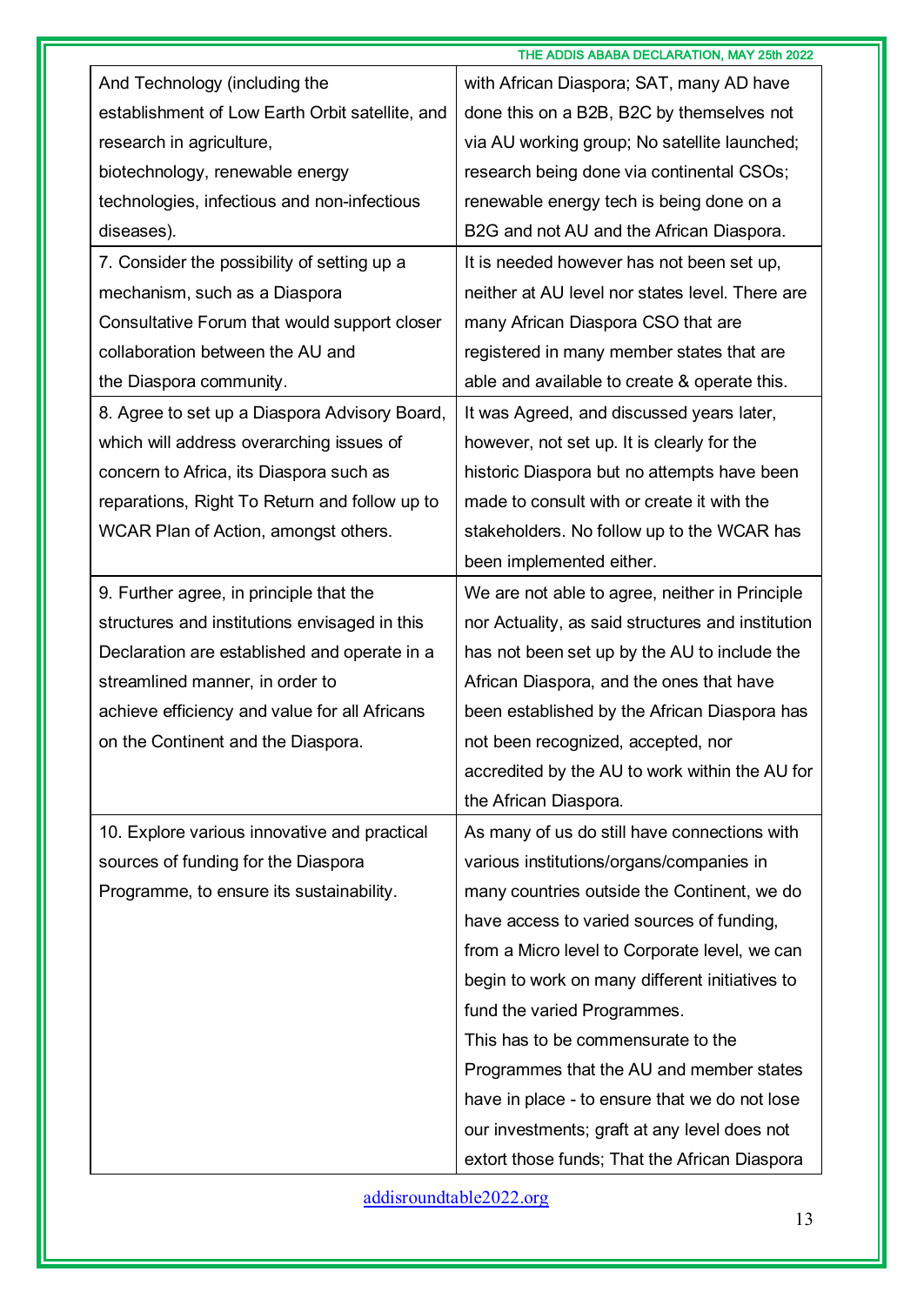| | |
|---|---|
| And Technology (including the establishment of Low Earth Orbit satellite, and research in agriculture, biotechnology, renewable energy technologies, infectious and non-infectious diseases). | with African Diaspora; SAT, many AD have done this on a B2B, B2C by themselves not via AU working group; No satellite launched; research being done via continental CSOs; renewable energy tech is being done on a B2G and not AU and the African Diaspora. |
| 7. Consider the possibility of setting up a mechanism, such as a Diaspora Consultative Forum that would support closer collaboration between the AU and the Diaspora community. | It is needed however has not been set up, neither at AU level nor states level. There are many African Diaspora CSO that are registered in many member states that are able and available to create & operate this. |
| 8. Agree to set up a Diaspora Advisory Board, which will address overarching issues of concern to Africa, its Diaspora such as reparations, Right To Return and follow up to WCAR Plan of Action, amongst others. | It was Agreed, and discussed years later, however, not set up. It is clearly for the historic Diaspora but no attempts have been made to consult with or create it with the stakeholders. No follow up to the WCAR has been implemented either. |
| 9. Further agree, in principle that the structures and institutions envisaged in this Declaration are established and operate in a streamlined manner, in order to achieve efficiency and value for all Africans on the Continent and the Diaspora. | We are not able to agree, neither in Principle nor Actuality, as said structures and institution has not been set up by the AU to include the African Diaspora, and the ones that have been established by the African Diaspora has not been recognized, accepted, nor accredited by the AU to work within the AU for the African Diaspora. |
| 10. Explore various innovative and practical sources of funding for the Diaspora Programme, to ensure its sustainability. | As many of us do still have connections with various institutions/organs/companies in many countries outside the Continent, we do have access to varied sources of funding, from a Micro level to Corporate level, we can begin to work on many different initiatives to fund the varied Programmes. This has to be commensurate to the Programmes that the AU and member states have in place - to ensure that we do not lose our investments; graft at any level does not extort those funds; That the African Diaspora |

addisroundtable2022.org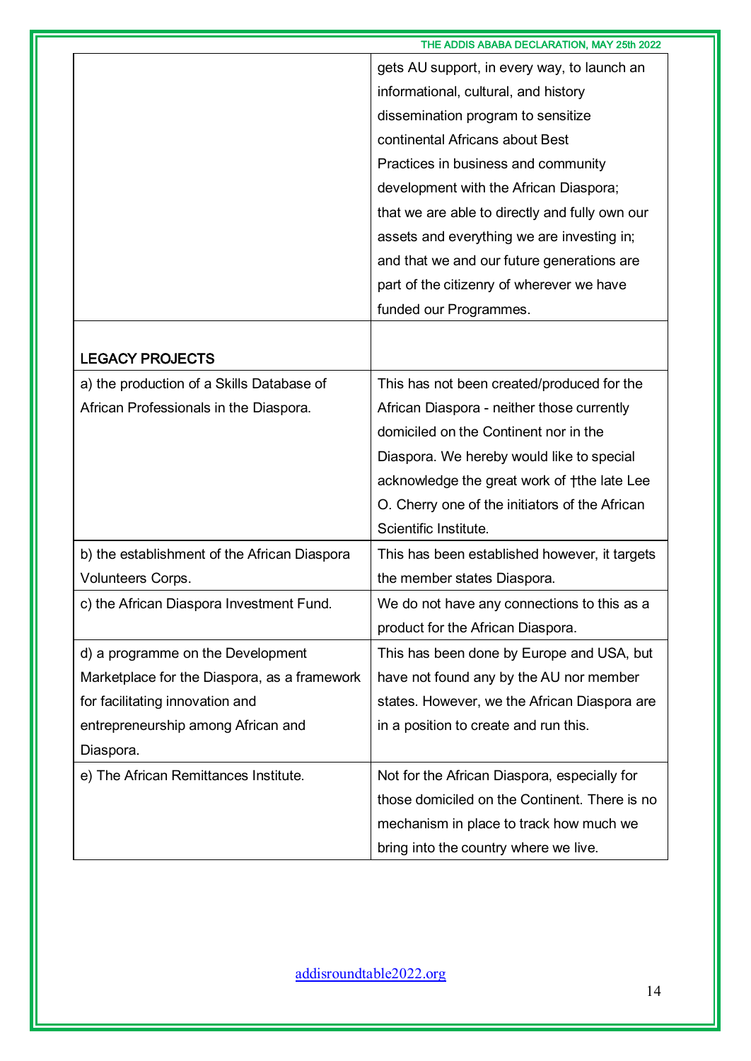| | |
|---|---|
| | gets AU support, in every way, to launch an informational, cultural, and history dissemination program to sensitize continental Africans about Best Practices in business and community development with the African Diaspora; that we are able to directly and fully own our assets and everything we are investing in; and that we and our future generations are part of the citizenry of wherever we have funded our Programmes. |
| LEGACY PROJECTS | |
| a) the production of a Skills Database of African Professionals in the Diaspora. | This has not been created/produced for the African Diaspora - neither those currently domiciled on the Continent nor in the Diaspora. We hereby would like to special acknowledge the great work of †the late Lee O. Cherry one of the initiators of the African Scientific Institute. |
| b) the establishment of the African Diaspora Volunteers Corps. | This has been established however, it targets the member states Diaspora. |
| c) the African Diaspora Investment Fund. | We do not have any connections to this as a product for the African Diaspora. |
| d) a programme on the Development Marketplace for the Diaspora, as a framework for facilitating innovation and entrepreneurship among African and Diaspora. | This has been done by Europe and USA, but have not found any by the AU nor member states. However, we the African Diaspora are in a position to create and run this. |
| e) The African Remittances Institute. | Not for the African Diaspora, especially for those domiciled on the Continent. There is no mechanism in place to track how much we bring into the country where we live. |

addisroundtable2022.org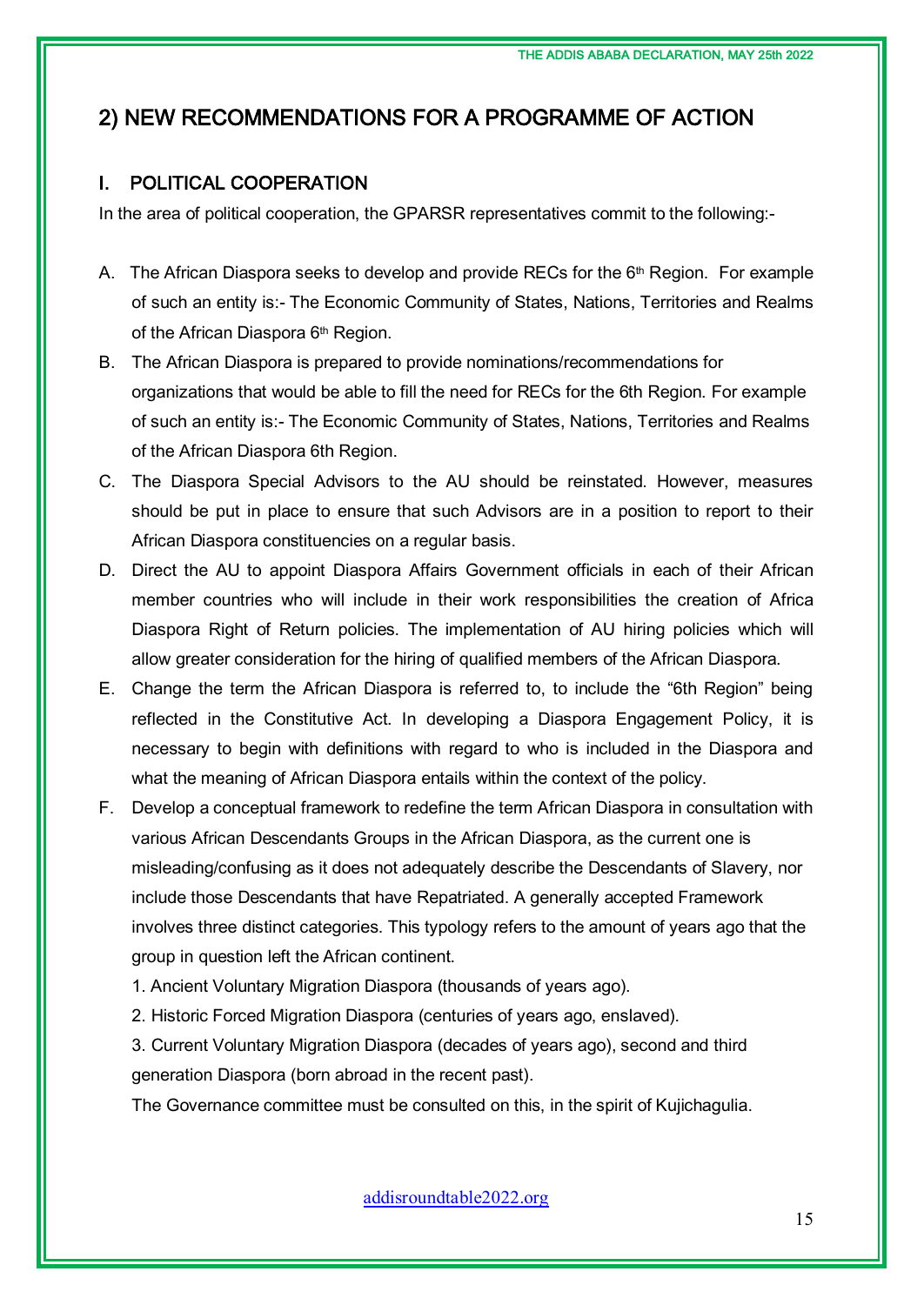## 2) NEW RECOMMENDATIONS FOR A PROGRAMME OF ACTION

### I. POLITICAL COOPERATION

In the area of political cooperation, the GPARSR representatives commit to the following:-

A. The African Diaspora seeks to develop and provide RECs for the 6th Region. For example of such an entity is:- The Economic Community of States, Nations, Territories and Realms of the African Diaspora 6th Region.

B. The African Diaspora is prepared to provide nominations/recommendations for organizations that would be able to fill the need for RECs for the 6th Region. For example of such an entity is:- The Economic Community of States, Nations, Territories and Realms of the African Diaspora 6th Region.

C. The Diaspora Special Advisors to the AU should be reinstated. However, measures should be put in place to ensure that such Advisors are in a position to report to their African Diaspora constituencies on a regular basis.

D. Direct the AU to appoint Diaspora Affairs Government officials in each of their African member countries who will include in their work responsibilities the creation of Africa Diaspora Right of Return policies. The implementation of AU hiring policies which will allow greater consideration for the hiring of qualified members of the African Diaspora.

E. Change the term the African Diaspora is referred to, to include the "6th Region" being reflected in the Constitutive Act. In developing a Diaspora Engagement Policy, it is necessary to begin with definitions with regard to who is included in the Diaspora and what the meaning of African Diaspora entails within the context of the policy.

F. Develop a conceptual framework to redefine the term African Diaspora in consultation with various African Descendants Groups in the African Diaspora, as the current one is misleading/confusing as it does not adequately describe the Descendants of Slavery, nor include those Descendants that have Repatriated. A generally accepted Framework involves three distinct categories. This typology refers to the amount of years ago that the group in question left the African continent.

   1. Ancient Voluntary Migration Diaspora (thousands of years ago).
   2. Historic Forced Migration Diaspora (centuries of years ago, enslaved).
   3. Current Voluntary Migration Diaspora (decades of years ago), second and third generation Diaspora (born abroad in the recent past).

   The Governance committee must be consulted on this, in the spirit of Kujichagulia.

addisroundtable2022.org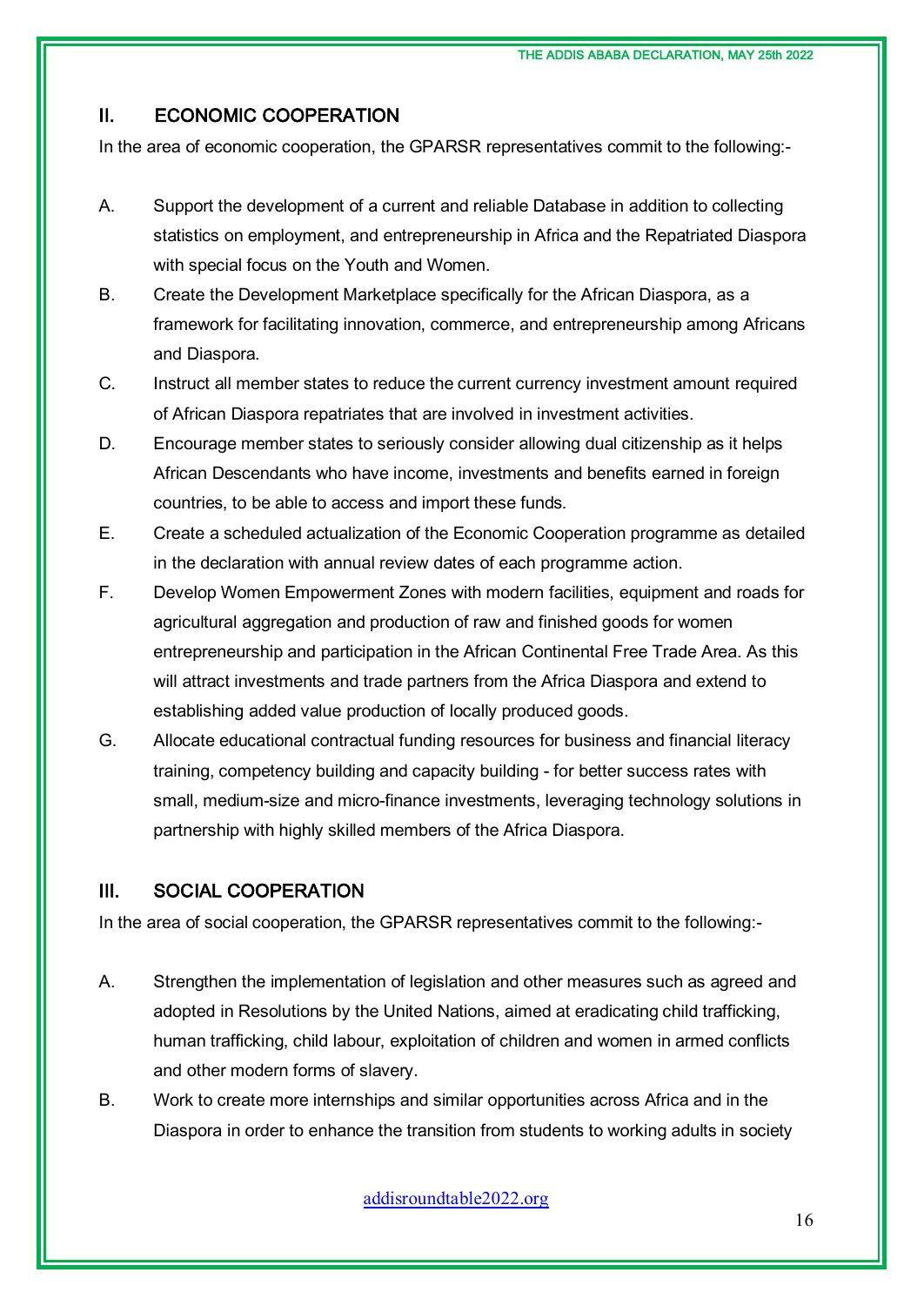## II. ECONOMIC COOPERATION

In the area of economic cooperation, the GPARSR representatives commit to the following:-

A. Support the development of a current and reliable Database in addition to collecting statistics on employment, and entrepreneurship in Africa and the Repatriated Diaspora with special focus on the Youth and Women.

B. Create the Development Marketplace specifically for the African Diaspora, as a framework for facilitating innovation, commerce, and entrepreneurship among Africans and Diaspora.

C. Instruct all member states to reduce the current currency investment amount required of African Diaspora repatriates that are involved in investment activities.

D. Encourage member states to seriously consider allowing dual citizenship as it helps African Descendants who have income, investments and benefits earned in foreign countries, to be able to access and import these funds.

E. Create a scheduled actualization of the Economic Cooperation programme as detailed in the declaration with annual review dates of each programme action.

F. Develop Women Empowerment Zones with modern facilities, equipment and roads for agricultural aggregation and production of raw and finished goods for women entrepreneurship and participation in the African Continental Free Trade Area. As this will attract investments and trade partners from the Africa Diaspora and extend to establishing added value production of locally produced goods.

G. Allocate educational contractual funding resources for business and financial literacy training, competency building and capacity building - for better success rates with small, medium-size and micro-finance investments, leveraging technology solutions in partnership with highly skilled members of the Africa Diaspora.

## III. SOCIAL COOPERATION

In the area of social cooperation, the GPARSR representatives commit to the following:-

A. Strengthen the implementation of legislation and other measures such as agreed and adopted in Resolutions by the United Nations, aimed at eradicating child trafficking, human trafficking, child labour, exploitation of children and women in armed conflicts and other modern forms of slavery.

B. Work to create more internships and similar opportunities across Africa and in the Diaspora in order to enhance the transition from students to working adults in society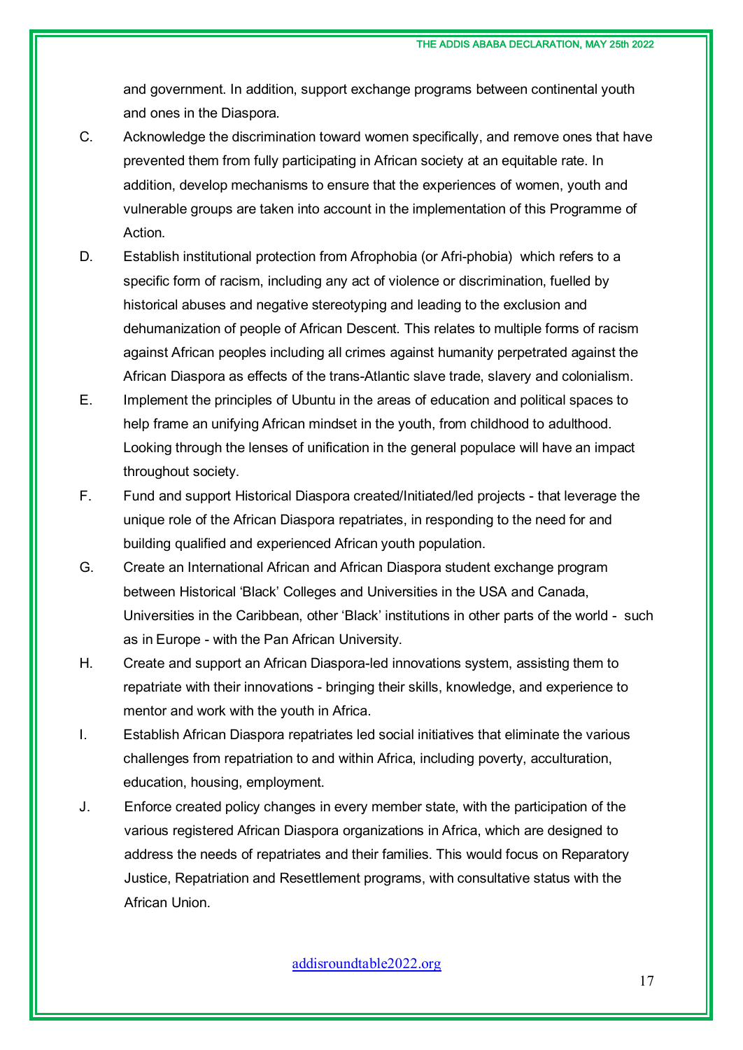and government. In addition, support exchange programs between continental youth and ones in the Diaspora.

C. Acknowledge the discrimination toward women specifically, and remove ones that have prevented them from fully participating in African society at an equitable rate. In addition, develop mechanisms to ensure that the experiences of women, youth and vulnerable groups are taken into account in the implementation of this Programme of Action.

D. Establish institutional protection from Afrophobia (or Afri-phobia) which refers to a specific form of racism, including any act of violence or discrimination, fuelled by historical abuses and negative stereotyping and leading to the exclusion and dehumanization of people of African Descent. This relates to multiple forms of racism against African peoples including all crimes against humanity perpetrated against the African Diaspora as effects of the trans-Atlantic slave trade, slavery and colonialism.

E. Implement the principles of Ubuntu in the areas of education and political spaces to help frame an unifying African mindset in the youth, from childhood to adulthood. Looking through the lenses of unification in the general populace will have an impact throughout society.

F. Fund and support Historical Diaspora created/Initiated/led projects - that leverage the unique role of the African Diaspora repatriates, in responding to the need for and building qualified and experienced African youth population.

G. Create an International African and African Diaspora student exchange program between Historical 'Black' Colleges and Universities in the USA and Canada, Universities in the Caribbean, other 'Black' institutions in other parts of the world - such as in Europe - with the Pan African University.

H. Create and support an African Diaspora-led innovations system, assisting them to repatriate with their innovations - bringing their skills, knowledge, and experience to mentor and work with the youth in Africa.

I. Establish African Diaspora repatriates led social initiatives that eliminate the various challenges from repatriation to and within Africa, including poverty, acculturation, education, housing, employment.

J. Enforce created policy changes in every member state, with the participation of the various registered African Diaspora organizations in Africa, which are designed to address the needs of repatriates and their families. This would focus on Reparatory Justice, Repatriation and Resettlement programs, with consultative status with the African Union.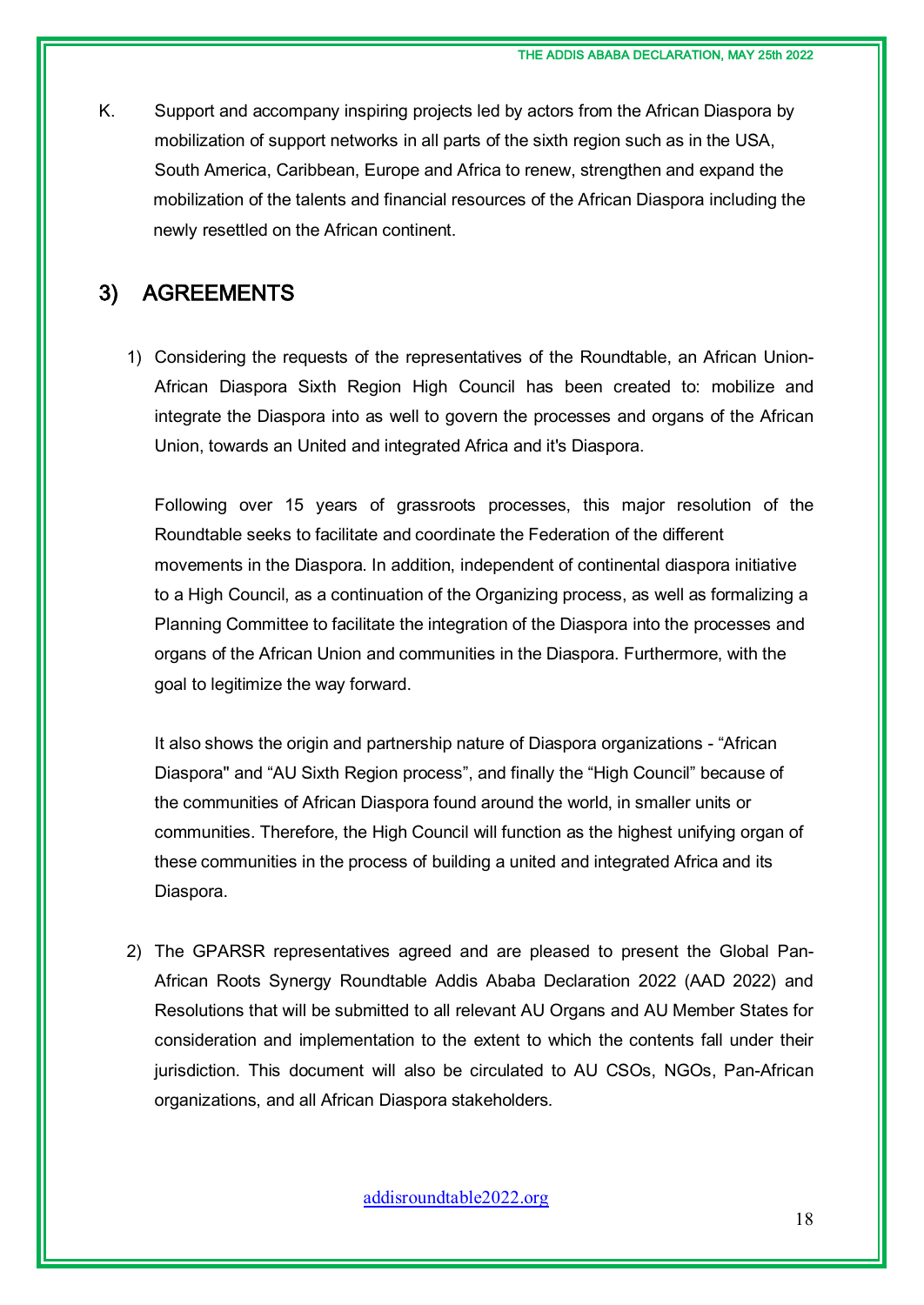K. Support and accompany inspiring projects led by actors from the African Diaspora by mobilization of support networks in all parts of the sixth region such as in the USA, South America, Caribbean, Europe and Africa to renew, strengthen and expand the mobilization of the talents and financial resources of the African Diaspora including the newly resettled on the African continent.

## 3) AGREEMENTS

1) Considering the requests of the representatives of the Roundtable, an African Union-African Diaspora Sixth Region High Council has been created to: mobilize and integrate the Diaspora into as well to govern the processes and organs of the African Union, towards an United and integrated Africa and it's Diaspora.

   Following over 15 years of grassroots processes, this major resolution of the Roundtable seeks to facilitate and coordinate the Federation of the different movements in the Diaspora. In addition, independent of continental diaspora initiative to a High Council, as a continuation of the Organizing process, as well as formalizing a Planning Committee to facilitate the integration of the Diaspora into the processes and organs of the African Union and communities in the Diaspora. Furthermore, with the goal to legitimize the way forward.

   It also shows the origin and partnership nature of Diaspora organizations - "African Diaspora" and "AU Sixth Region process", and finally the "High Council" because of the communities of African Diaspora found around the world, in smaller units or communities. Therefore, the High Council will function as the highest unifying organ of these communities in the process of building a united and integrated Africa and its Diaspora.

2) The GPARSR representatives agreed and are pleased to present the Global Pan-African Roots Synergy Roundtable Addis Ababa Declaration 2022 (AAD 2022) and Resolutions that will be submitted to all relevant AU Organs and AU Member States for consideration and implementation to the extent to which the contents fall under their jurisdiction. This document will also be circulated to AU CSOs, NGOs, Pan-African organizations, and all African Diaspora stakeholders.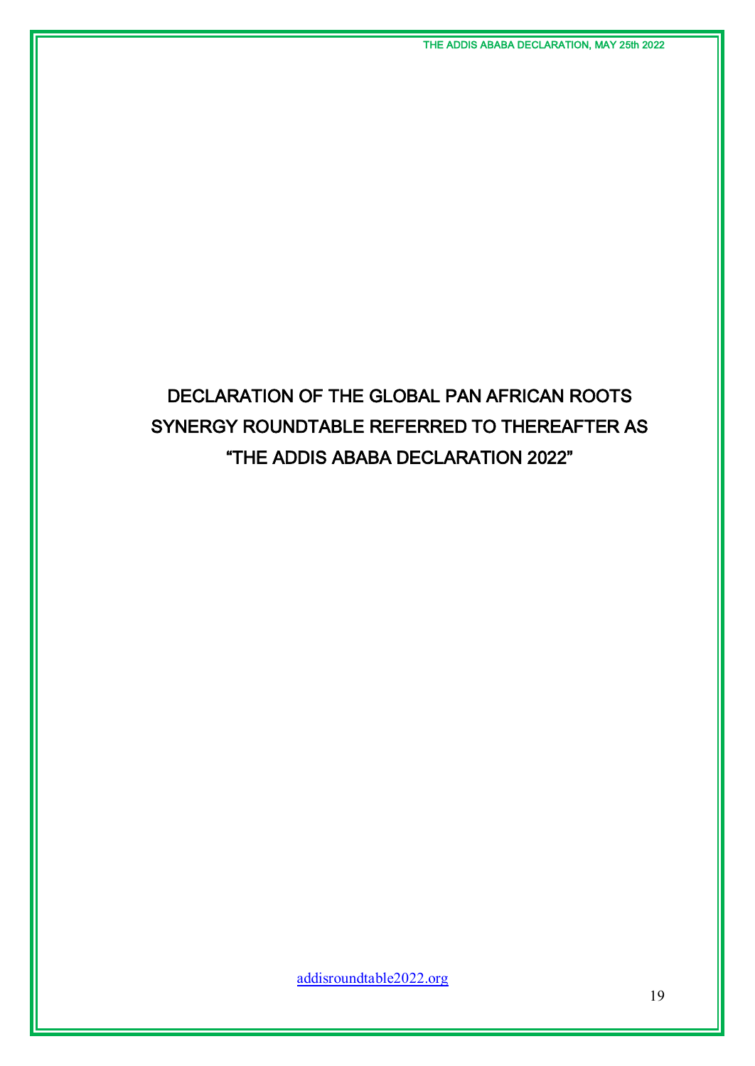# DECLARATION OF THE GLOBAL PAN AFRICAN ROOTS SYNERGY ROUNDTABLE REFERRED TO THEREAFTER AS "THE ADDIS ABABA DECLARATION 2022"

addisroundtable2022.org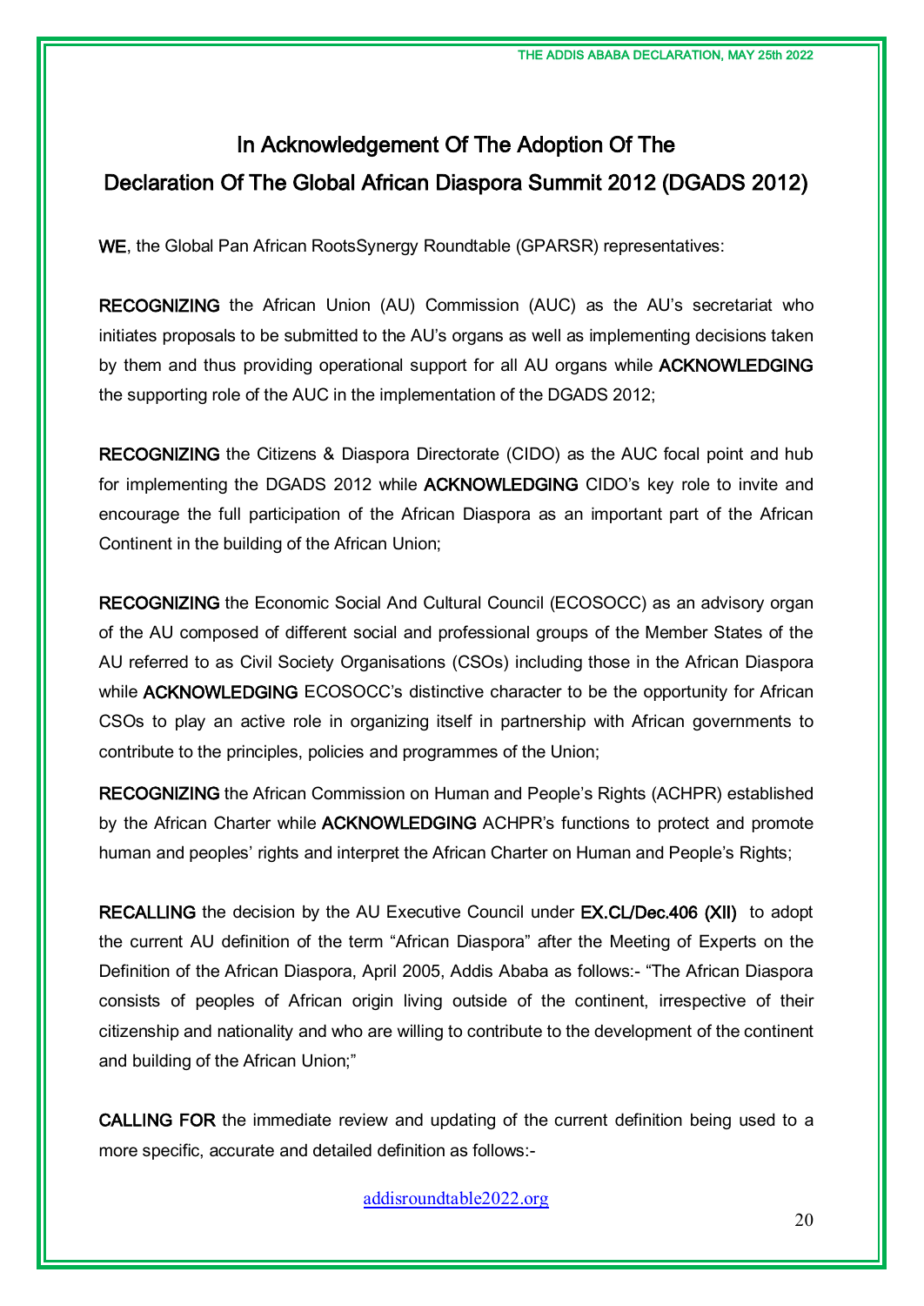## In Acknowledgement Of The Adoption Of The Declaration Of The Global African Diaspora Summit 2012 (DGADS 2012)

**WE**, the Global Pan African RootsSynergy Roundtable (GPARSR) representatives:

**RECOGNIZING** the African Union (AU) Commission (AUC) as the AU's secretariat who initiates proposals to be submitted to the AU's organs as well as implementing decisions taken by them and thus providing operational support for all AU organs while **ACKNOWLEDGING** the supporting role of the AUC in the implementation of the DGADS 2012;

**RECOGNIZING** the Citizens & Diaspora Directorate (CIDO) as the AUC focal point and hub for implementing the DGADS 2012 while **ACKNOWLEDGING** CIDO's key role to invite and encourage the full participation of the African Diaspora as an important part of the African Continent in the building of the African Union;

**RECOGNIZING** the Economic Social And Cultural Council (ECOSOCC) as an advisory organ of the AU composed of different social and professional groups of the Member States of the AU referred to as Civil Society Organisations (CSOs) including those in the African Diaspora while **ACKNOWLEDGING** ECOSOCC's distinctive character to be the opportunity for African CSOs to play an active role in organizing itself in partnership with African governments to contribute to the principles, policies and programmes of the Union;

**RECOGNIZING** the African Commission on Human and People's Rights (ACHPR) established by the African Charter while **ACKNOWLEDGING** ACHPR's functions to protect and promote human and peoples' rights and interpret the African Charter on Human and People's Rights;

**RECALLING** the decision by the AU Executive Council under **EX.CL/Dec.406 (XII)** to adopt the current AU definition of the term "African Diaspora" after the Meeting of Experts on the Definition of the African Diaspora, April 2005, Addis Ababa as follows:- "The African Diaspora consists of peoples of African origin living outside of the continent, irrespective of their citizenship and nationality and who are willing to contribute to the development of the continent and building of the African Union;"

**CALLING FOR** the immediate review and updating of the current definition being used to a more specific, accurate and detailed definition as follows:-

addisroundtable2022.org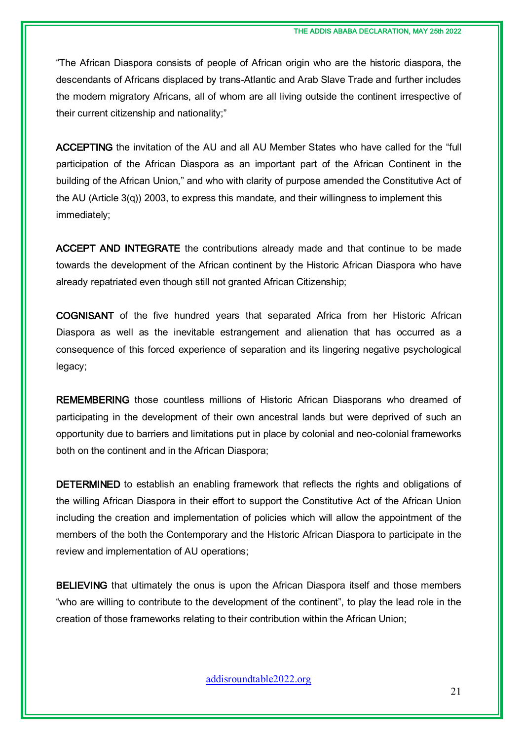"The African Diaspora consists of people of African origin who are the historic diaspora, the descendants of Africans displaced by trans-Atlantic and Arab Slave Trade and further includes the modern migratory Africans, all of whom are all living outside the continent irrespective of their current citizenship and nationality;"

**ACCEPTING** the invitation of the AU and all AU Member States who have called for the "full participation of the African Diaspora as an important part of the African Continent in the building of the African Union," and who with clarity of purpose amended the Constitutive Act of the AU (Article 3(q)) 2003, to express this mandate, and their willingness to implement this immediately;

**ACCEPT AND INTEGRATE** the contributions already made and that continue to be made towards the development of the African continent by the Historic African Diaspora who have already repatriated even though still not granted African Citizenship;

**COGNISANT** of the five hundred years that separated Africa from her Historic African Diaspora as well as the inevitable estrangement and alienation that has occurred as a consequence of this forced experience of separation and its lingering negative psychological legacy;

**REMEMBERING** those countless millions of Historic African Diasporans who dreamed of participating in the development of their own ancestral lands but were deprived of such an opportunity due to barriers and limitations put in place by colonial and neo-colonial frameworks both on the continent and in the African Diaspora;

**DETERMINED** to establish an enabling framework that reflects the rights and obligations of the willing African Diaspora in their effort to support the Constitutive Act of the African Union including the creation and implementation of policies which will allow the appointment of the members of the both the Contemporary and the Historic African Diaspora to participate in the review and implementation of AU operations;

**BELIEVING** that ultimately the onus is upon the African Diaspora itself and those members "who are willing to contribute to the development of the continent", to play the lead role in the creation of those frameworks relating to their contribution within the African Union;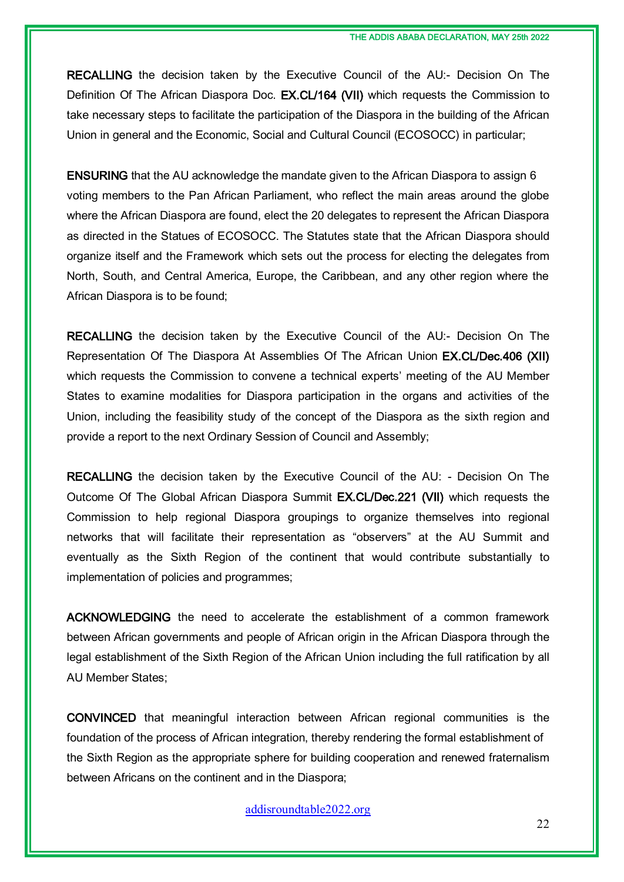**RECALLING** the decision taken by the Executive Council of the AU:- Decision On The Definition Of The African Diaspora Doc. **EX.CL/164 (VII)** which requests the Commission to take necessary steps to facilitate the participation of the Diaspora in the building of the African Union in general and the Economic, Social and Cultural Council (ECOSOCC) in particular;

**ENSURING** that the AU acknowledge the mandate given to the African Diaspora to assign 6 voting members to the Pan African Parliament, who reflect the main areas around the globe where the African Diaspora are found, elect the 20 delegates to represent the African Diaspora as directed in the Statues of ECOSOCC. The Statutes state that the African Diaspora should organize itself and the Framework which sets out the process for electing the delegates from North, South, and Central America, Europe, the Caribbean, and any other region where the African Diaspora is to be found;

**RECALLING** the decision taken by the Executive Council of the AU:- Decision On The Representation Of The Diaspora At Assemblies Of The African Union **EX.CL/Dec.406 (XII)** which requests the Commission to convene a technical experts' meeting of the AU Member States to examine modalities for Diaspora participation in the organs and activities of the Union, including the feasibility study of the concept of the Diaspora as the sixth region and provide a report to the next Ordinary Session of Council and Assembly;

**RECALLING** the decision taken by the Executive Council of the AU: - Decision On The Outcome Of The Global African Diaspora Summit **EX.CL/Dec.221 (VII)** which requests the Commission to help regional Diaspora groupings to organize themselves into regional networks that will facilitate their representation as "observers" at the AU Summit and eventually as the Sixth Region of the continent that would contribute substantially to implementation of policies and programmes;

**ACKNOWLEDGING** the need to accelerate the establishment of a common framework between African governments and people of African origin in the African Diaspora through the legal establishment of the Sixth Region of the African Union including the full ratification by all AU Member States;

**CONVINCED** that meaningful interaction between African regional communities is the foundation of the process of African integration, thereby rendering the formal establishment of the Sixth Region as the appropriate sphere for building cooperation and renewed fraternalism between Africans on the continent and in the Diaspora;

addisroundtable2022.org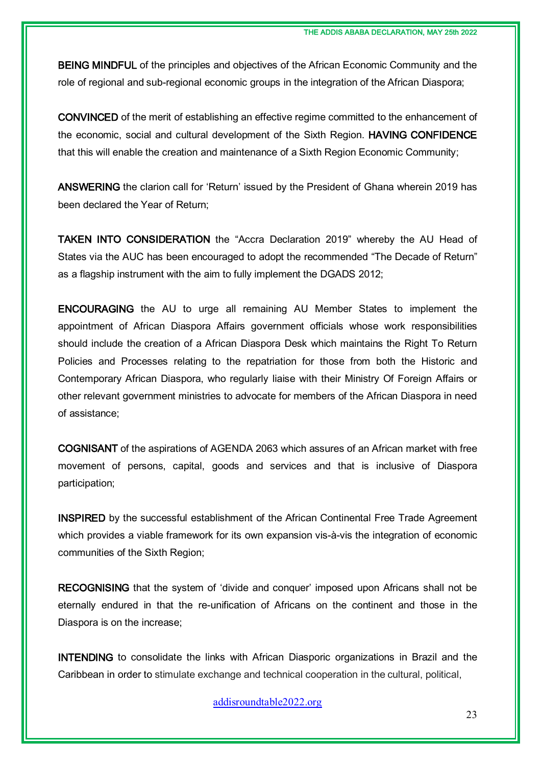**BEING MINDFUL** of the principles and objectives of the African Economic Community and the role of regional and sub-regional economic groups in the integration of the African Diaspora;

**CONVINCED** of the merit of establishing an effective regime committed to the enhancement of the economic, social and cultural development of the Sixth Region. **HAVING CONFIDENCE** that this will enable the creation and maintenance of a Sixth Region Economic Community;

**ANSWERING** the clarion call for 'Return' issued by the President of Ghana wherein 2019 has been declared the Year of Return;

**TAKEN INTO CONSIDERATION** the "Accra Declaration 2019" whereby the AU Head of States via the AUC has been encouraged to adopt the recommended "The Decade of Return" as a flagship instrument with the aim to fully implement the DGADS 2012;

**ENCOURAGING** the AU to urge all remaining AU Member States to implement the appointment of African Diaspora Affairs government officials whose work responsibilities should include the creation of a African Diaspora Desk which maintains the Right To Return Policies and Processes relating to the repatriation for those from both the Historic and Contemporary African Diaspora, who regularly liaise with their Ministry Of Foreign Affairs or other relevant government ministries to advocate for members of the African Diaspora in need of assistance;

**COGNISANT** of the aspirations of AGENDA 2063 which assures of an African market with free movement of persons, capital, goods and services and that is inclusive of Diaspora participation;

**INSPIRED** by the successful establishment of the African Continental Free Trade Agreement which provides a viable framework for its own expansion vis-à-vis the integration of economic communities of the Sixth Region;

**RECOGNISING** that the system of 'divide and conquer' imposed upon Africans shall not be eternally endured in that the re-unification of Africans on the continent and those in the Diaspora is on the increase;

**INTENDING** to consolidate the links with African Diasporic organizations in Brazil and the Caribbean in order to stimulate exchange and technical cooperation in the cultural, political,

addisroundtable2022.org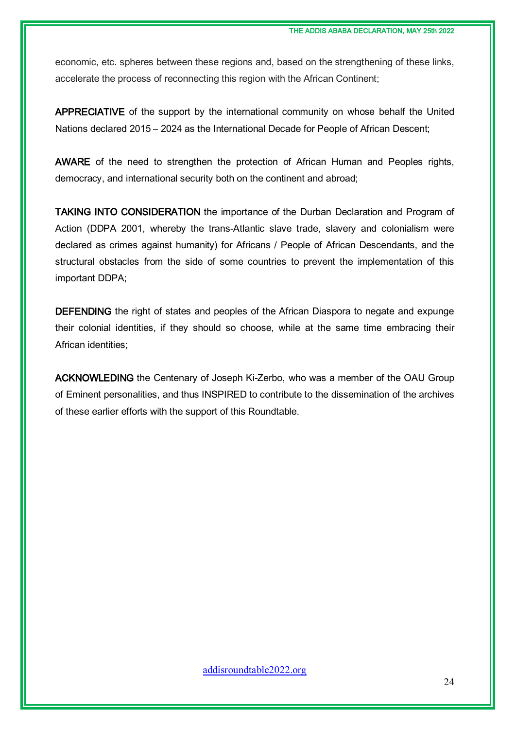economic, etc. spheres between these regions and, based on the strengthening of these links, accelerate the process of reconnecting this region with the African Continent;

**APPRECIATIVE** of the support by the international community on whose behalf the United Nations declared 2015 – 2024 as the International Decade for People of African Descent;

**AWARE** of the need to strengthen the protection of African Human and Peoples rights, democracy, and international security both on the continent and abroad;

**TAKING INTO CONSIDERATION** the importance of the Durban Declaration and Program of Action (DDPA 2001, whereby the trans-Atlantic slave trade, slavery and colonialism were declared as crimes against humanity) for Africans / People of African Descendants, and the structural obstacles from the side of some countries to prevent the implementation of this important DDPA;

**DEFENDING** the right of states and peoples of the African Diaspora to negate and expunge their colonial identities, if they should so choose, while at the same time embracing their African identities;

**ACKNOWLEDING** the Centenary of Joseph Ki-Zerbo, who was a member of the OAU Group of Eminent personalities, and thus INSPIRED to contribute to the dissemination of the archives of these earlier efforts with the support of this Roundtable.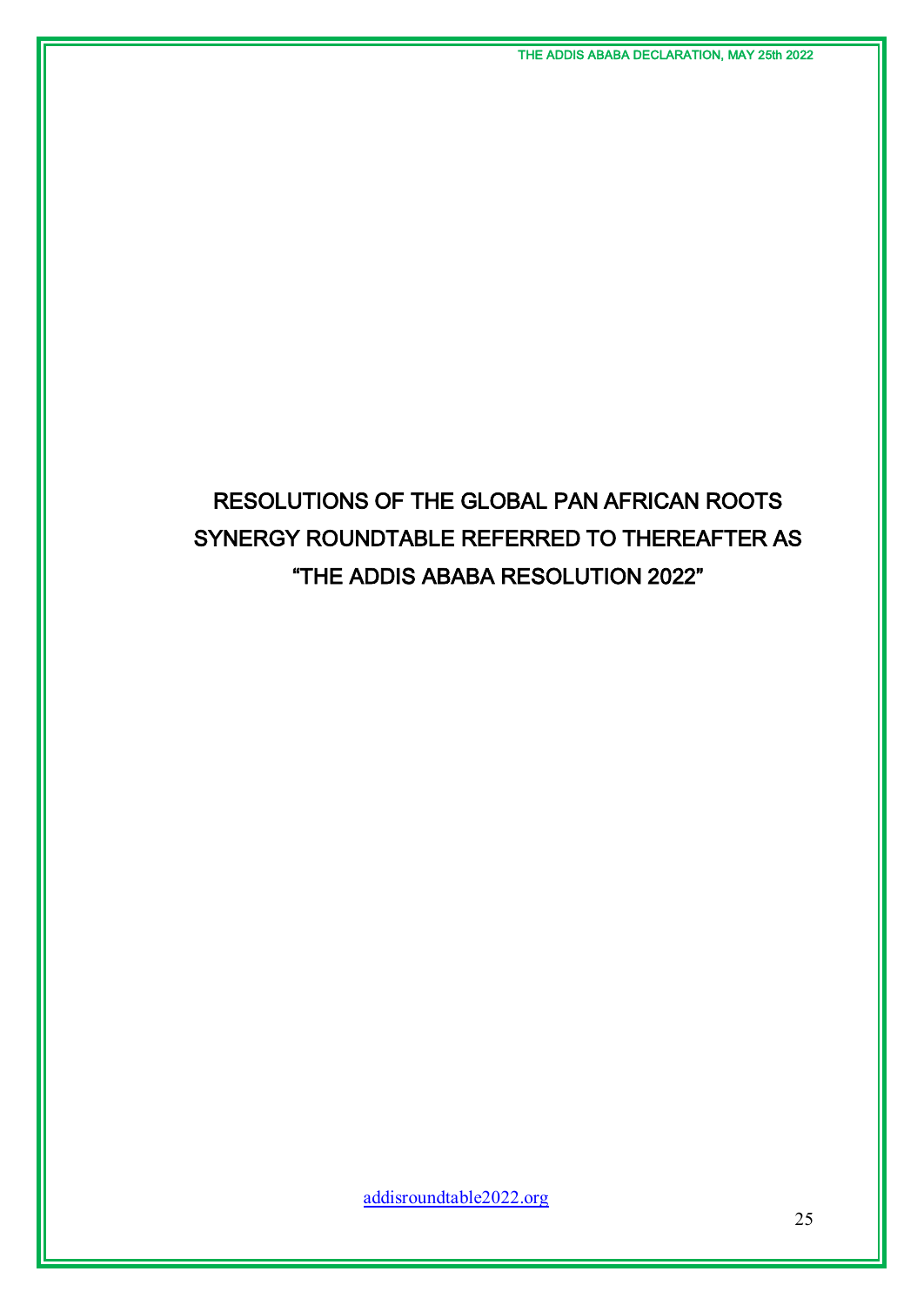# RESOLUTIONS OF THE GLOBAL PAN AFRICAN ROOTS SYNERGY ROUNDTABLE REFERRED TO THEREAFTER AS "THE ADDIS ABABA RESOLUTION 2022"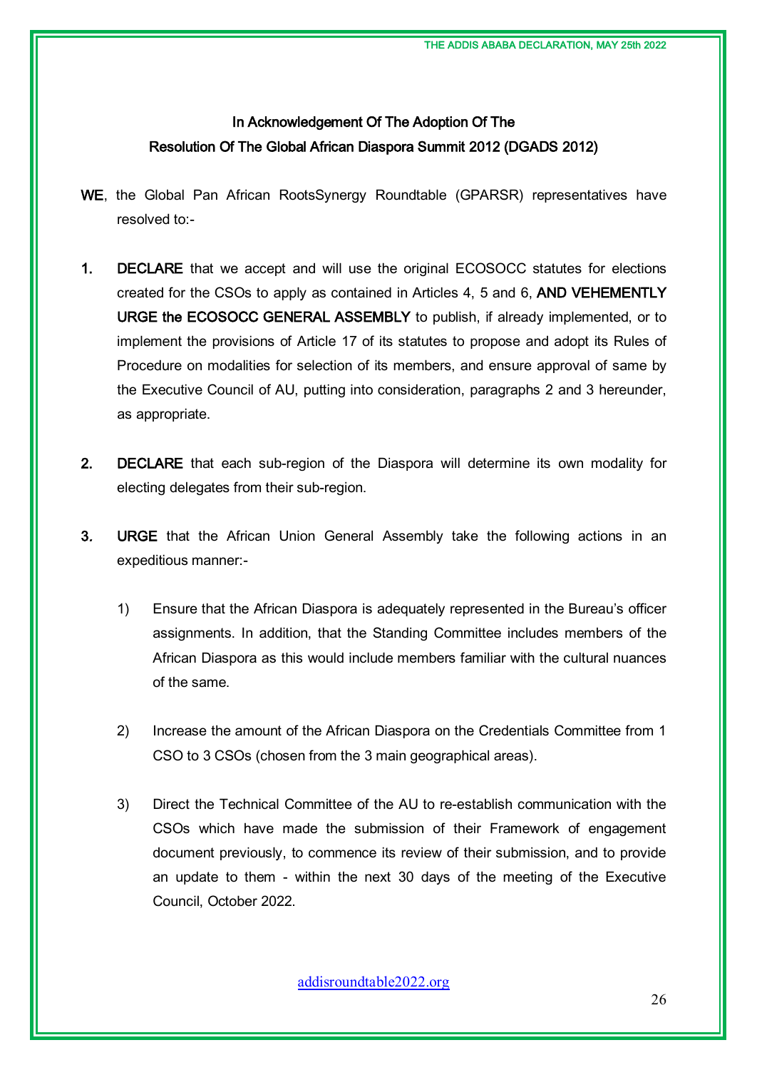## In Acknowledgement Of The Adoption Of The Resolution Of The Global African Diaspora Summit 2012 (DGADS 2012)

**WE**, the Global Pan African RootsSynergy Roundtable (GPARSR) representatives have resolved to:-

1. **DECLARE** that we accept and will use the original ECOSOCC statutes for elections created for the CSOs to apply as contained in Articles 4, 5 and 6, **AND VEHEMENTLY URGE the ECOSOCC GENERAL ASSEMBLY** to publish, if already implemented, or to implement the provisions of Article 17 of its statutes to propose and adopt its Rules of Procedure on modalities for selection of its members, and ensure approval of same by the Executive Council of AU, putting into consideration, paragraphs 2 and 3 hereunder, as appropriate.

2. **DECLARE** that each sub-region of the Diaspora will determine its own modality for electing delegates from their sub-region.

3. **URGE** that the African Union General Assembly take the following actions in an expeditious manner:-

   1) Ensure that the African Diaspora is adequately represented in the Bureau's officer assignments. In addition, that the Standing Committee includes members of the African Diaspora as this would include members familiar with the cultural nuances of the same.

   2) Increase the amount of the African Diaspora on the Credentials Committee from 1 CSO to 3 CSOs (chosen from the 3 main geographical areas).

   3) Direct the Technical Committee of the AU to re-establish communication with the CSOs which have made the submission of their Framework of engagement document previously, to commence its review of their submission, and to provide an update to them - within the next 30 days of the meeting of the Executive Council, October 2022.

addisroundtable2022.org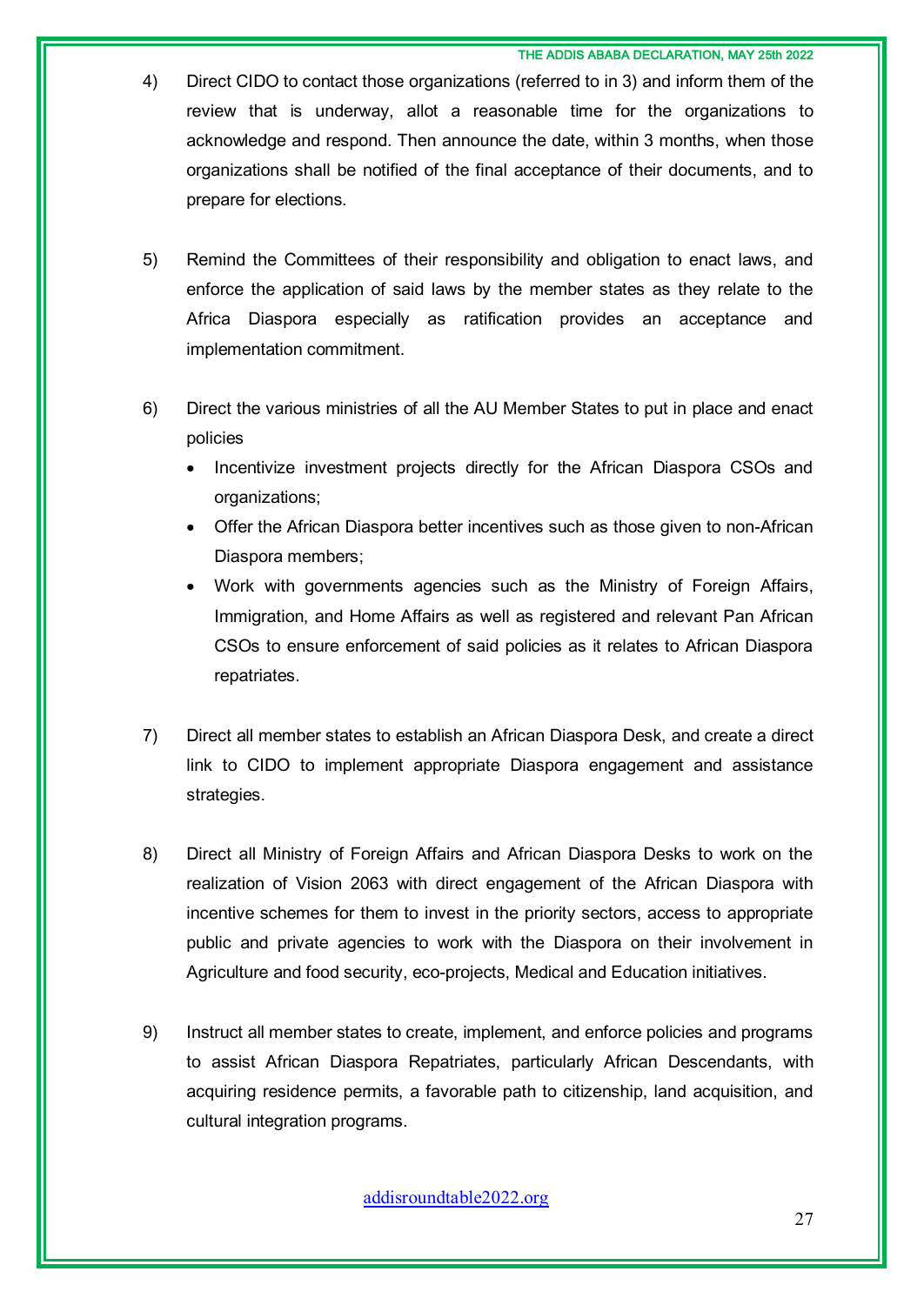4) Direct CIDO to contact those organizations (referred to in 3) and inform them of the review that is underway, allot a reasonable time for the organizations to acknowledge and respond. Then announce the date, within 3 months, when those organizations shall be notified of the final acceptance of their documents, and to prepare for elections.

5) Remind the Committees of their responsibility and obligation to enact laws, and enforce the application of said laws by the member states as they relate to the Africa Diaspora especially as ratification provides an acceptance and implementation commitment.

6) Direct the various ministries of all the AU Member States to put in place and enact policies
   - Incentivize investment projects directly for the African Diaspora CSOs and organizations;
   - Offer the African Diaspora better incentives such as those given to non-African Diaspora members;
   - Work with governments agencies such as the Ministry of Foreign Affairs, Immigration, and Home Affairs as well as registered and relevant Pan African CSOs to ensure enforcement of said policies as it relates to African Diaspora repatriates.

7) Direct all member states to establish an African Diaspora Desk, and create a direct link to CIDO to implement appropriate Diaspora engagement and assistance strategies.

8) Direct all Ministry of Foreign Affairs and African Diaspora Desks to work on the realization of Vision 2063 with direct engagement of the African Diaspora with incentive schemes for them to invest in the priority sectors, access to appropriate public and private agencies to work with the Diaspora on their involvement in Agriculture and food security, eco-projects, Medical and Education initiatives.

9) Instruct all member states to create, implement, and enforce policies and programs to assist African Diaspora Repatriates, particularly African Descendants, with acquiring residence permits, a favorable path to citizenship, land acquisition, and cultural integration programs.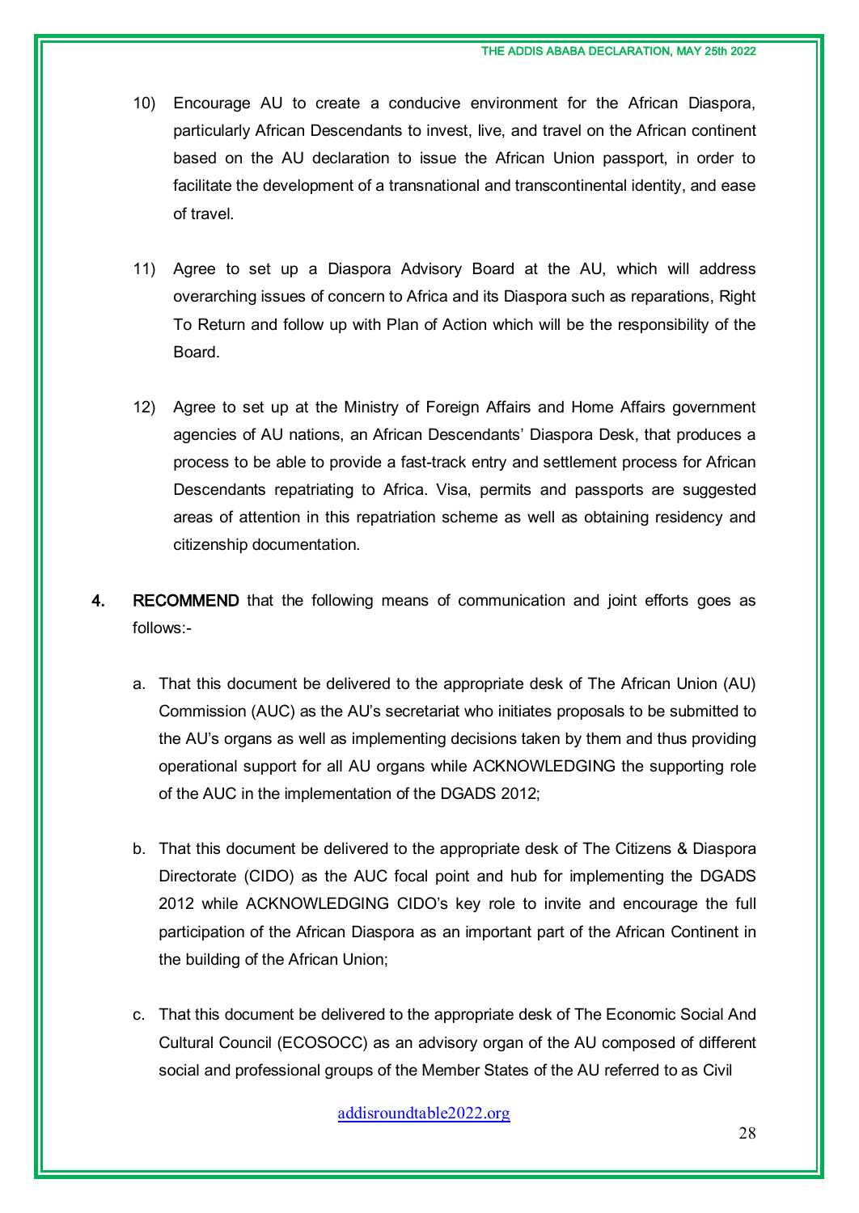10) Encourage AU to create a conducive environment for the African Diaspora, particularly African Descendants to invest, live, and travel on the African continent based on the AU declaration to issue the African Union passport, in order to facilitate the development of a transnational and transcontinental identity, and ease of travel.

11) Agree to set up a Diaspora Advisory Board at the AU, which will address overarching issues of concern to Africa and its Diaspora such as reparations, Right To Return and follow up with Plan of Action which will be the responsibility of the Board.

12) Agree to set up at the Ministry of Foreign Affairs and Home Affairs government agencies of AU nations, an African Descendants' Diaspora Desk, that produces a process to be able to provide a fast-track entry and settlement process for African Descendants repatriating to Africa. Visa, permits and passports are suggested areas of attention in this repatriation scheme as well as obtaining residency and citizenship documentation.

4. **RECOMMEND** that the following means of communication and joint efforts goes as follows:-

   a. That this document be delivered to the appropriate desk of The African Union (AU) Commission (AUC) as the AU's secretariat who initiates proposals to be submitted to the AU's organs as well as implementing decisions taken by them and thus providing operational support for all AU organs while ACKNOWLEDGING the supporting role of the AUC in the implementation of the DGADS 2012;

   b. That this document be delivered to the appropriate desk of The Citizens & Diaspora Directorate (CIDO) as the AUC focal point and hub for implementing the DGADS 2012 while ACKNOWLEDGING CIDO's key role to invite and encourage the full participation of the African Diaspora as an important part of the African Continent in the building of the African Union;

   c. That this document be delivered to the appropriate desk of The Economic Social And Cultural Council (ECOSOCC) as an advisory organ of the AU composed of different social and professional groups of the Member States of the AU referred to as Civil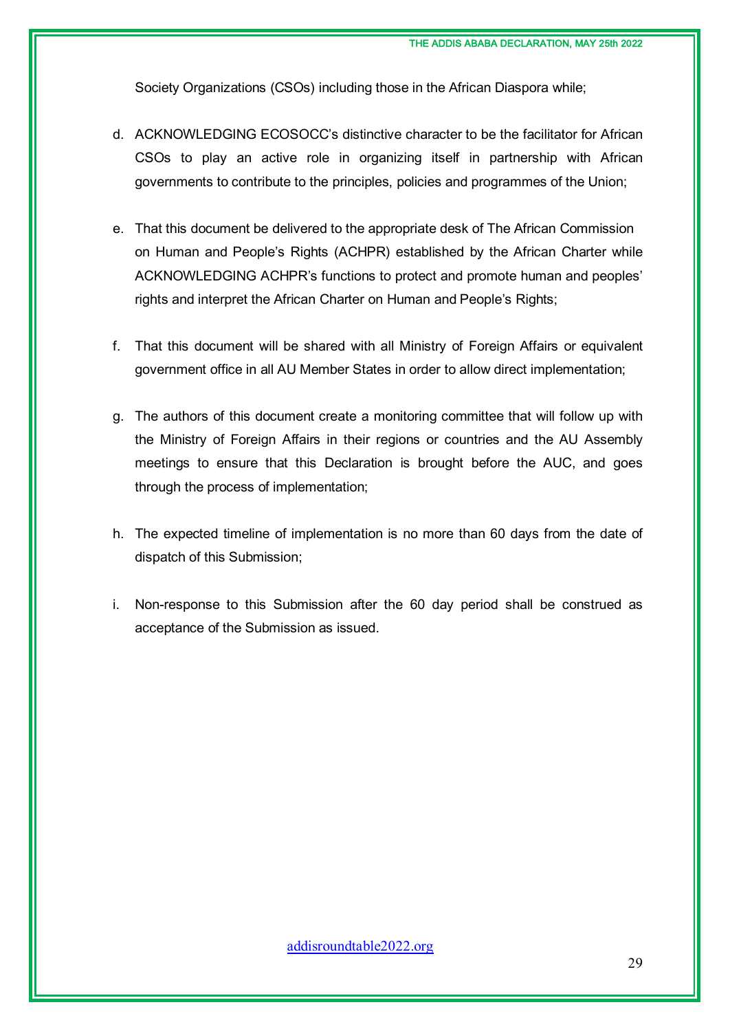Society Organizations (CSOs) including those in the African Diaspora while;

d. ACKNOWLEDGING ECOSOCC's distinctive character to be the facilitator for African CSOs to play an active role in organizing itself in partnership with African governments to contribute to the principles, policies and programmes of the Union;

e. That this document be delivered to the appropriate desk of The African Commission on Human and People's Rights (ACHPR) established by the African Charter while ACKNOWLEDGING ACHPR's functions to protect and promote human and peoples' rights and interpret the African Charter on Human and People's Rights;

f. That this document will be shared with all Ministry of Foreign Affairs or equivalent government office in all AU Member States in order to allow direct implementation;

g. The authors of this document create a monitoring committee that will follow up with the Ministry of Foreign Affairs in their regions or countries and the AU Assembly meetings to ensure that this Declaration is brought before the AUC, and goes through the process of implementation;

h. The expected timeline of implementation is no more than 60 days from the date of dispatch of this Submission;

i. Non-response to this Submission after the 60 day period shall be construed as acceptance of the Submission as issued.

addisroundtable2022.org